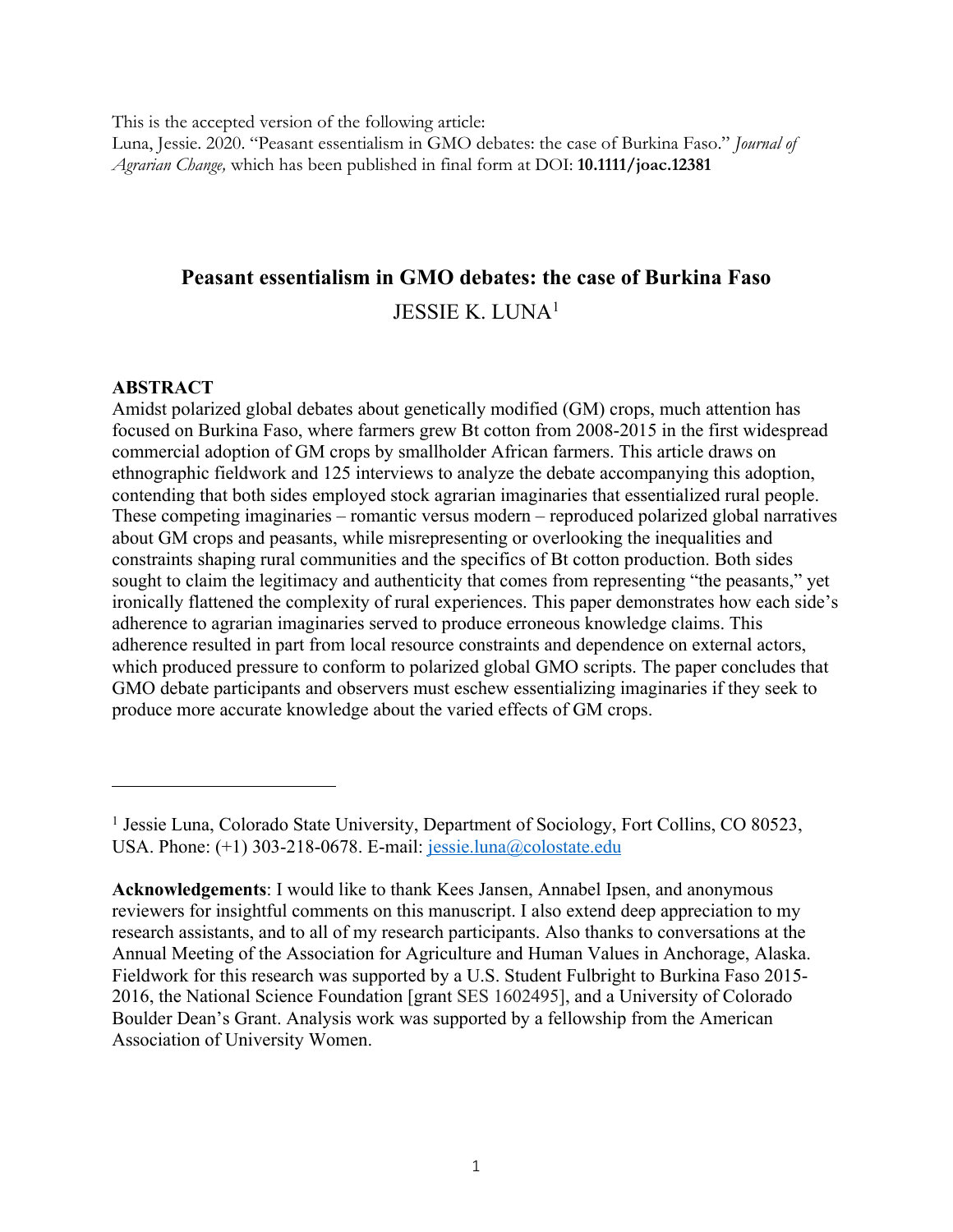This is the accepted version of the following article:
Luna, Jessie. 2020. "Peasant essentialism in GMO debates: the case of Burkina Faso." *Journal of Agrarian Change,* which has been published in final form at DOI: **10.1111/joac.12381**

# Peasant essentialism in GMO debates: the case of Burkina Faso

JESSIE K. LUNA[1]

## ABSTRACT

Amidst polarized global debates about genetically modified (GM) crops, much attention has focused on Burkina Faso, where farmers grew Bt cotton from 2008-2015 in the first widespread commercial adoption of GM crops by smallholder African farmers. This article draws on ethnographic fieldwork and 125 interviews to analyze the debate accompanying this adoption, contending that both sides employed stock agrarian imaginaries that essentialized rural people. These competing imaginaries – romantic versus modern – reproduced polarized global narratives about GM crops and peasants, while misrepresenting or overlooking the inequalities and constraints shaping rural communities and the specifics of Bt cotton production. Both sides sought to claim the legitimacy and authenticity that comes from representing "the peasants," yet ironically flattened the complexity of rural experiences. This paper demonstrates how each side's adherence to agrarian imaginaries served to produce erroneous knowledge claims. This adherence resulted in part from local resource constraints and dependence on external actors, which produced pressure to conform to polarized global GMO scripts. The paper concludes that GMO debate participants and observers must eschew essentializing imaginaries if they seek to produce more accurate knowledge about the varied effects of GM crops.

---

[1] Jessie Luna, Colorado State University, Department of Sociology, Fort Collins, CO 80523, USA. Phone: (+1) 303-218-0678. E-mail: jessie.luna@colostate.edu

**Acknowledgements**: I would like to thank Kees Jansen, Annabel Ipsen, and anonymous reviewers for insightful comments on this manuscript. I also extend deep appreciation to my research assistants, and to all of my research participants. Also thanks to conversations at the Annual Meeting of the Association for Agriculture and Human Values in Anchorage, Alaska. Fieldwork for this research was supported by a U.S. Student Fulbright to Burkina Faso 2015-2016, the National Science Foundation [grant SES 1602495], and a University of Colorado Boulder Dean's Grant. Analysis work was supported by a fellowship from the American Association of University Women.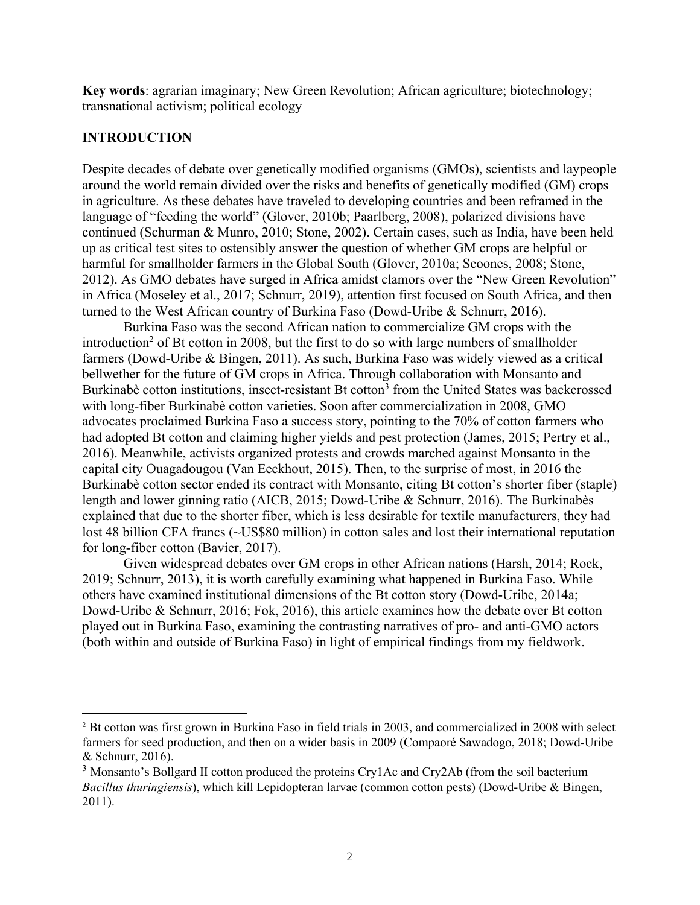**Key words**: agrarian imaginary; New Green Revolution; African agriculture; biotechnology; transnational activism; political ecology

## INTRODUCTION

Despite decades of debate over genetically modified organisms (GMOs), scientists and laypeople around the world remain divided over the risks and benefits of genetically modified (GM) crops in agriculture. As these debates have traveled to developing countries and been reframed in the language of "feeding the world" (Glover, 2010b; Paarlberg, 2008), polarized divisions have continued (Schurman & Munro, 2010; Stone, 2002). Certain cases, such as India, have been held up as critical test sites to ostensibly answer the question of whether GM crops are helpful or harmful for smallholder farmers in the Global South (Glover, 2010a; Scoones, 2008; Stone, 2012). As GMO debates have surged in Africa amidst clamors over the "New Green Revolution" in Africa (Moseley et al., 2017; Schnurr, 2019), attention first focused on South Africa, and then turned to the West African country of Burkina Faso (Dowd-Uribe & Schnurr, 2016).

Burkina Faso was the second African nation to commercialize GM crops with the introduction[2] of Bt cotton in 2008, but the first to do so with large numbers of smallholder farmers (Dowd-Uribe & Bingen, 2011). As such, Burkina Faso was widely viewed as a critical bellwether for the future of GM crops in Africa. Through collaboration with Monsanto and Burkinabè cotton institutions, insect-resistant Bt cotton[3] from the United States was backcrossed with long-fiber Burkinabè cotton varieties. Soon after commercialization in 2008, GMO advocates proclaimed Burkina Faso a success story, pointing to the 70% of cotton farmers who had adopted Bt cotton and claiming higher yields and pest protection (James, 2015; Pertry et al., 2016). Meanwhile, activists organized protests and crowds marched against Monsanto in the capital city Ouagadougou (Van Eeckhout, 2015). Then, to the surprise of most, in 2016 the Burkinabè cotton sector ended its contract with Monsanto, citing Bt cotton's shorter fiber (staple) length and lower ginning ratio (AICB, 2015; Dowd-Uribe & Schnurr, 2016). The Burkinabès explained that due to the shorter fiber, which is less desirable for textile manufacturers, they had lost 48 billion CFA francs (~US$80 million) in cotton sales and lost their international reputation for long-fiber cotton (Bavier, 2017).

Given widespread debates over GM crops in other African nations (Harsh, 2014; Rock, 2019; Schnurr, 2013), it is worth carefully examining what happened in Burkina Faso. While others have examined institutional dimensions of the Bt cotton story (Dowd-Uribe, 2014a; Dowd-Uribe & Schnurr, 2016; Fok, 2016), this article examines how the debate over Bt cotton played out in Burkina Faso, examining the contrasting narratives of pro- and anti-GMO actors (both within and outside of Burkina Faso) in light of empirical findings from my fieldwork.

---

[2] Bt cotton was first grown in Burkina Faso in field trials in 2003, and commercialized in 2008 with select farmers for seed production, and then on a wider basis in 2009 (Compaoré Sawadogo, 2018; Dowd-Uribe & Schnurr, 2016).

[3] Monsanto's Bollgard II cotton produced the proteins Cry1Ac and Cry2Ab (from the soil bacterium *Bacillus thuringiensis*), which kill Lepidopteran larvae (common cotton pests) (Dowd-Uribe & Bingen, 2011).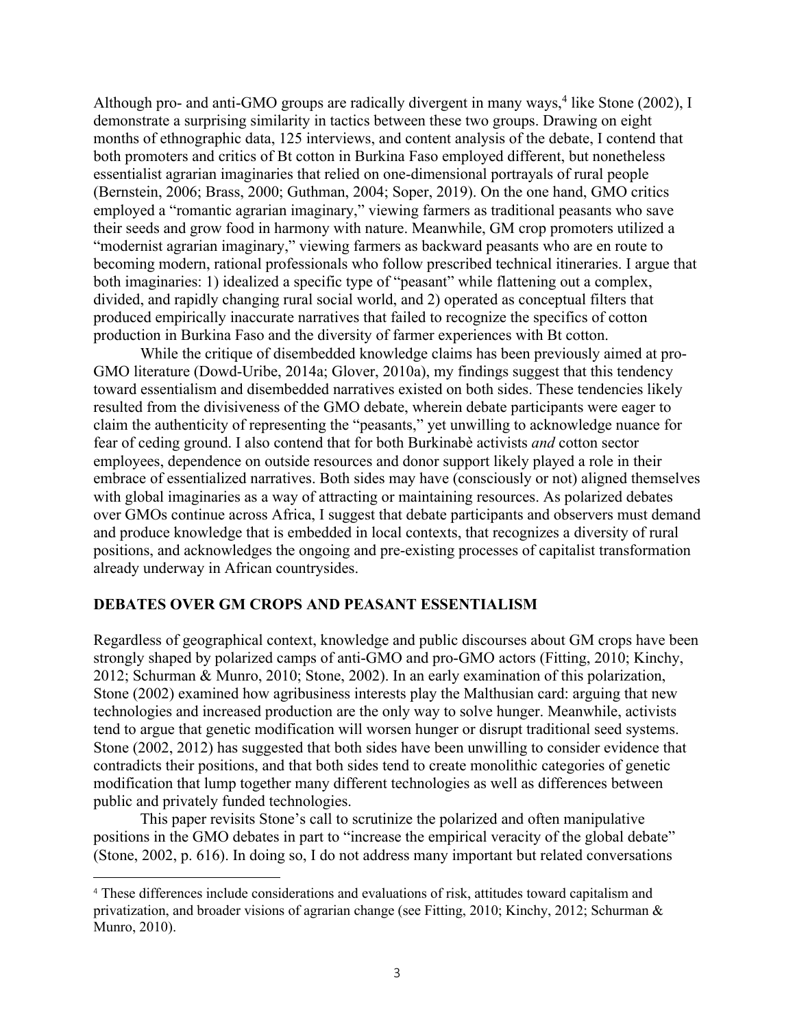Although pro- and anti-GMO groups are radically divergent in many ways,[4] like Stone (2002), I demonstrate a surprising similarity in tactics between these two groups. Drawing on eight months of ethnographic data, 125 interviews, and content analysis of the debate, I contend that both promoters and critics of Bt cotton in Burkina Faso employed different, but nonetheless essentialist agrarian imaginaries that relied on one-dimensional portrayals of rural people (Bernstein, 2006; Brass, 2000; Guthman, 2004; Soper, 2019). On the one hand, GMO critics employed a "romantic agrarian imaginary," viewing farmers as traditional peasants who save their seeds and grow food in harmony with nature. Meanwhile, GM crop promoters utilized a "modernist agrarian imaginary," viewing farmers as backward peasants who are en route to becoming modern, rational professionals who follow prescribed technical itineraries. I argue that both imaginaries: 1) idealized a specific type of "peasant" while flattening out a complex, divided, and rapidly changing rural social world, and 2) operated as conceptual filters that produced empirically inaccurate narratives that failed to recognize the specifics of cotton production in Burkina Faso and the diversity of farmer experiences with Bt cotton.

While the critique of disembedded knowledge claims has been previously aimed at pro-GMO literature (Dowd-Uribe, 2014a; Glover, 2010a), my findings suggest that this tendency toward essentialism and disembedded narratives existed on both sides. These tendencies likely resulted from the divisiveness of the GMO debate, wherein debate participants were eager to claim the authenticity of representing the "peasants," yet unwilling to acknowledge nuance for fear of ceding ground. I also contend that for both Burkinabè activists *and* cotton sector employees, dependence on outside resources and donor support likely played a role in their embrace of essentialized narratives. Both sides may have (consciously or not) aligned themselves with global imaginaries as a way of attracting or maintaining resources. As polarized debates over GMOs continue across Africa, I suggest that debate participants and observers must demand and produce knowledge that is embedded in local contexts, that recognizes a diversity of rural positions, and acknowledges the ongoing and pre-existing processes of capitalist transformation already underway in African countrysides.

## DEBATES OVER GM CROPS AND PEASANT ESSENTIALISM

Regardless of geographical context, knowledge and public discourses about GM crops have been strongly shaped by polarized camps of anti-GMO and pro-GMO actors (Fitting, 2010; Kinchy, 2012; Schurman & Munro, 2010; Stone, 2002). In an early examination of this polarization, Stone (2002) examined how agribusiness interests play the Malthusian card: arguing that new technologies and increased production are the only way to solve hunger. Meanwhile, activists tend to argue that genetic modification will worsen hunger or disrupt traditional seed systems. Stone (2002, 2012) has suggested that both sides have been unwilling to consider evidence that contradicts their positions, and that both sides tend to create monolithic categories of genetic modification that lump together many different technologies as well as differences between public and privately funded technologies.

This paper revisits Stone's call to scrutinize the polarized and often manipulative positions in the GMO debates in part to "increase the empirical veracity of the global debate" (Stone, 2002, p. 616). In doing so, I do not address many important but related conversations

[4] These differences include considerations and evaluations of risk, attitudes toward capitalism and privatization, and broader visions of agrarian change (see Fitting, 2010; Kinchy, 2012; Schurman & Munro, 2010).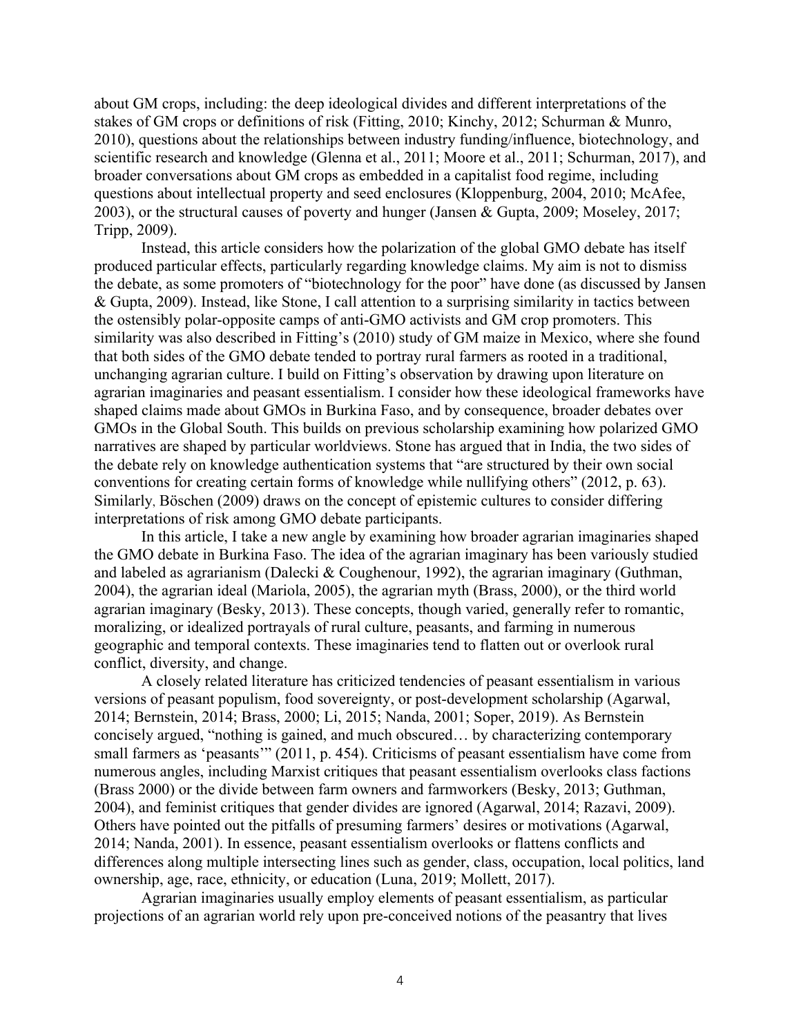about GM crops, including: the deep ideological divides and different interpretations of the stakes of GM crops or definitions of risk (Fitting, 2010; Kinchy, 2012; Schurman & Munro, 2010), questions about the relationships between industry funding/influence, biotechnology, and scientific research and knowledge (Glenna et al., 2011; Moore et al., 2011; Schurman, 2017), and broader conversations about GM crops as embedded in a capitalist food regime, including questions about intellectual property and seed enclosures (Kloppenburg, 2004, 2010; McAfee, 2003), or the structural causes of poverty and hunger (Jansen & Gupta, 2009; Moseley, 2017; Tripp, 2009).

Instead, this article considers how the polarization of the global GMO debate has itself produced particular effects, particularly regarding knowledge claims. My aim is not to dismiss the debate, as some promoters of "biotechnology for the poor" have done (as discussed by Jansen & Gupta, 2009). Instead, like Stone, I call attention to a surprising similarity in tactics between the ostensibly polar-opposite camps of anti-GMO activists and GM crop promoters. This similarity was also described in Fitting's (2010) study of GM maize in Mexico, where she found that both sides of the GMO debate tended to portray rural farmers as rooted in a traditional, unchanging agrarian culture. I build on Fitting's observation by drawing upon literature on agrarian imaginaries and peasant essentialism. I consider how these ideological frameworks have shaped claims made about GMOs in Burkina Faso, and by consequence, broader debates over GMOs in the Global South. This builds on previous scholarship examining how polarized GMO narratives are shaped by particular worldviews. Stone has argued that in India, the two sides of the debate rely on knowledge authentication systems that "are structured by their own social conventions for creating certain forms of knowledge while nullifying others" (2012, p. 63). Similarly, Böschen (2009) draws on the concept of epistemic cultures to consider differing interpretations of risk among GMO debate participants.

In this article, I take a new angle by examining how broader agrarian imaginaries shaped the GMO debate in Burkina Faso. The idea of the agrarian imaginary has been variously studied and labeled as agrarianism (Dalecki & Coughenour, 1992), the agrarian imaginary (Guthman, 2004), the agrarian ideal (Mariola, 2005), the agrarian myth (Brass, 2000), or the third world agrarian imaginary (Besky, 2013). These concepts, though varied, generally refer to romantic, moralizing, or idealized portrayals of rural culture, peasants, and farming in numerous geographic and temporal contexts. These imaginaries tend to flatten out or overlook rural conflict, diversity, and change.

A closely related literature has criticized tendencies of peasant essentialism in various versions of peasant populism, food sovereignty, or post-development scholarship (Agarwal, 2014; Bernstein, 2014; Brass, 2000; Li, 2015; Nanda, 2001; Soper, 2019). As Bernstein concisely argued, "nothing is gained, and much obscured… by characterizing contemporary small farmers as 'peasants'" (2011, p. 454). Criticisms of peasant essentialism have come from numerous angles, including Marxist critiques that peasant essentialism overlooks class factions (Brass 2000) or the divide between farm owners and farmworkers (Besky, 2013; Guthman, 2004), and feminist critiques that gender divides are ignored (Agarwal, 2014; Razavi, 2009). Others have pointed out the pitfalls of presuming farmers' desires or motivations (Agarwal, 2014; Nanda, 2001). In essence, peasant essentialism overlooks or flattens conflicts and differences along multiple intersecting lines such as gender, class, occupation, local politics, land ownership, age, race, ethnicity, or education (Luna, 2019; Mollett, 2017).

Agrarian imaginaries usually employ elements of peasant essentialism, as particular projections of an agrarian world rely upon pre-conceived notions of the peasantry that lives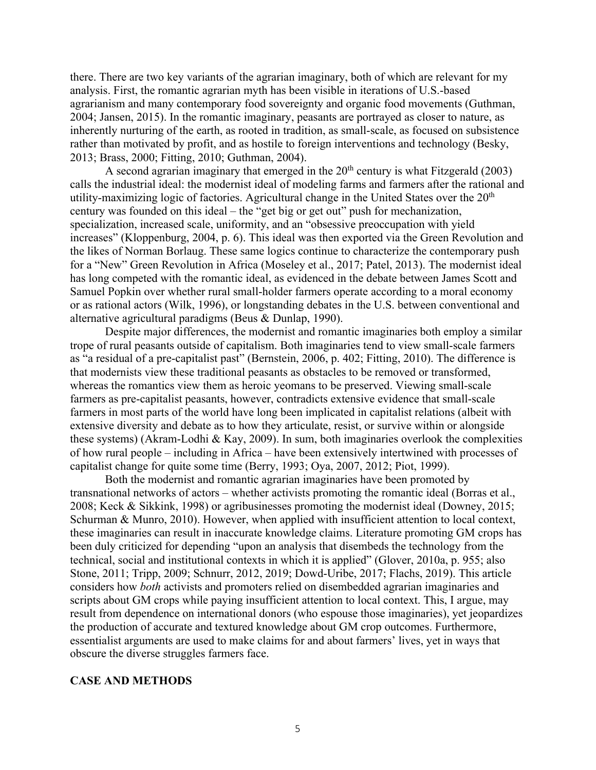there. There are two key variants of the agrarian imaginary, both of which are relevant for my analysis. First, the romantic agrarian myth has been visible in iterations of U.S.-based agrarianism and many contemporary food sovereignty and organic food movements (Guthman, 2004; Jansen, 2015). In the romantic imaginary, peasants are portrayed as closer to nature, as inherently nurturing of the earth, as rooted in tradition, as small-scale, as focused on subsistence rather than motivated by profit, and as hostile to foreign interventions and technology (Besky, 2013; Brass, 2000; Fitting, 2010; Guthman, 2004).

A second agrarian imaginary that emerged in the 20th century is what Fitzgerald (2003) calls the industrial ideal: the modernist ideal of modeling farms and farmers after the rational and utility-maximizing logic of factories. Agricultural change in the United States over the 20th century was founded on this ideal – the "get big or get out" push for mechanization, specialization, increased scale, uniformity, and an "obsessive preoccupation with yield increases" (Kloppenburg, 2004, p. 6). This ideal was then exported via the Green Revolution and the likes of Norman Borlaug. These same logics continue to characterize the contemporary push for a "New" Green Revolution in Africa (Moseley et al., 2017; Patel, 2013). The modernist ideal has long competed with the romantic ideal, as evidenced in the debate between James Scott and Samuel Popkin over whether rural small-holder farmers operate according to a moral economy or as rational actors (Wilk, 1996), or longstanding debates in the U.S. between conventional and alternative agricultural paradigms (Beus & Dunlap, 1990).

Despite major differences, the modernist and romantic imaginaries both employ a similar trope of rural peasants outside of capitalism. Both imaginaries tend to view small-scale farmers as "a residual of a pre-capitalist past" (Bernstein, 2006, p. 402; Fitting, 2010). The difference is that modernists view these traditional peasants as obstacles to be removed or transformed, whereas the romantics view them as heroic yeomans to be preserved. Viewing small-scale farmers as pre-capitalist peasants, however, contradicts extensive evidence that small-scale farmers in most parts of the world have long been implicated in capitalist relations (albeit with extensive diversity and debate as to how they articulate, resist, or survive within or alongside these systems) (Akram-Lodhi & Kay, 2009). In sum, both imaginaries overlook the complexities of how rural people – including in Africa – have been extensively intertwined with processes of capitalist change for quite some time (Berry, 1993; Oya, 2007, 2012; Piot, 1999).

Both the modernist and romantic agrarian imaginaries have been promoted by transnational networks of actors – whether activists promoting the romantic ideal (Borras et al., 2008; Keck & Sikkink, 1998) or agribusinesses promoting the modernist ideal (Downey, 2015; Schurman & Munro, 2010). However, when applied with insufficient attention to local context, these imaginaries can result in inaccurate knowledge claims. Literature promoting GM crops has been duly criticized for depending "upon an analysis that disembeds the technology from the technical, social and institutional contexts in which it is applied" (Glover, 2010a, p. 955; also Stone, 2011; Tripp, 2009; Schnurr, 2012, 2019; Dowd-Uribe, 2017; Flachs, 2019). This article considers how *both* activists and promoters relied on disembedded agrarian imaginaries and scripts about GM crops while paying insufficient attention to local context. This, I argue, may result from dependence on international donors (who espouse those imaginaries), yet jeopardizes the production of accurate and textured knowledge about GM crop outcomes. Furthermore, essentialist arguments are used to make claims for and about farmers' lives, yet in ways that obscure the diverse struggles farmers face.

## CASE AND METHODS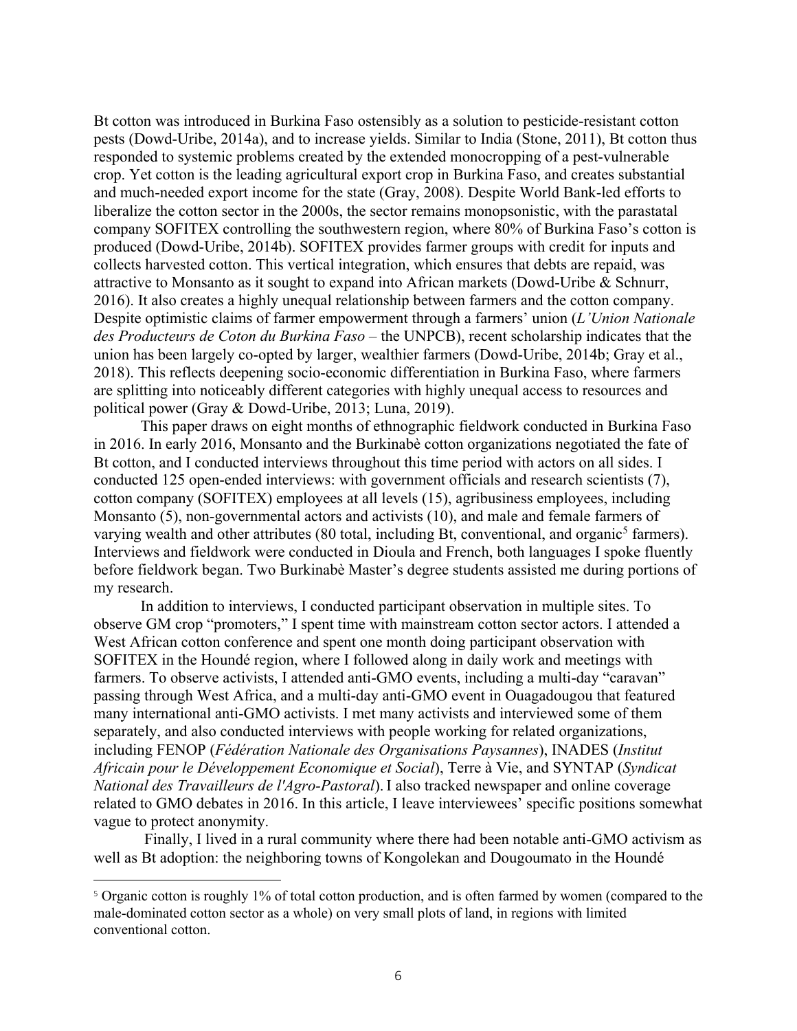Bt cotton was introduced in Burkina Faso ostensibly as a solution to pesticide-resistant cotton pests (Dowd-Uribe, 2014a), and to increase yields. Similar to India (Stone, 2011), Bt cotton thus responded to systemic problems created by the extended monocropping of a pest-vulnerable crop. Yet cotton is the leading agricultural export crop in Burkina Faso, and creates substantial and much-needed export income for the state (Gray, 2008). Despite World Bank-led efforts to liberalize the cotton sector in the 2000s, the sector remains monopsonistic, with the parastatal company SOFITEX controlling the southwestern region, where 80% of Burkina Faso's cotton is produced (Dowd-Uribe, 2014b). SOFITEX provides farmer groups with credit for inputs and collects harvested cotton. This vertical integration, which ensures that debts are repaid, was attractive to Monsanto as it sought to expand into African markets (Dowd-Uribe & Schnurr, 2016). It also creates a highly unequal relationship between farmers and the cotton company. Despite optimistic claims of farmer empowerment through a farmers' union (*L'Union Nationale des Producteurs de Coton du Burkina Faso* – the UNPCB), recent scholarship indicates that the union has been largely co-opted by larger, wealthier farmers (Dowd-Uribe, 2014b; Gray et al., 2018). This reflects deepening socio-economic differentiation in Burkina Faso, where farmers are splitting into noticeably different categories with highly unequal access to resources and political power (Gray & Dowd-Uribe, 2013; Luna, 2019).

This paper draws on eight months of ethnographic fieldwork conducted in Burkina Faso in 2016. In early 2016, Monsanto and the Burkinabè cotton organizations negotiated the fate of Bt cotton, and I conducted interviews throughout this time period with actors on all sides. I conducted 125 open-ended interviews: with government officials and research scientists (7), cotton company (SOFITEX) employees at all levels (15), agribusiness employees, including Monsanto (5), non-governmental actors and activists (10), and male and female farmers of varying wealth and other attributes (80 total, including Bt, conventional, and organic[5] farmers). Interviews and fieldwork were conducted in Dioula and French, both languages I spoke fluently before fieldwork began. Two Burkinabè Master's degree students assisted me during portions of my research.

In addition to interviews, I conducted participant observation in multiple sites. To observe GM crop "promoters," I spent time with mainstream cotton sector actors. I attended a West African cotton conference and spent one month doing participant observation with SOFITEX in the Houndé region, where I followed along in daily work and meetings with farmers. To observe activists, I attended anti-GMO events, including a multi-day "caravan" passing through West Africa, and a multi-day anti-GMO event in Ouagadougou that featured many international anti-GMO activists. I met many activists and interviewed some of them separately, and also conducted interviews with people working for related organizations, including FENOP (*Fédération Nationale des Organisations Paysannes*), INADES (*Institut Africain pour le Développement Economique et Social*), Terre à Vie, and SYNTAP (*Syndicat National des Travailleurs de l'Agro-Pastoral*). I also tracked newspaper and online coverage related to GMO debates in 2016. In this article, I leave interviewees' specific positions somewhat vague to protect anonymity.

Finally, I lived in a rural community where there had been notable anti-GMO activism as well as Bt adoption: the neighboring towns of Kongolekan and Dougoumato in the Houndé

[5] Organic cotton is roughly 1% of total cotton production, and is often farmed by women (compared to the male-dominated cotton sector as a whole) on very small plots of land, in regions with limited conventional cotton.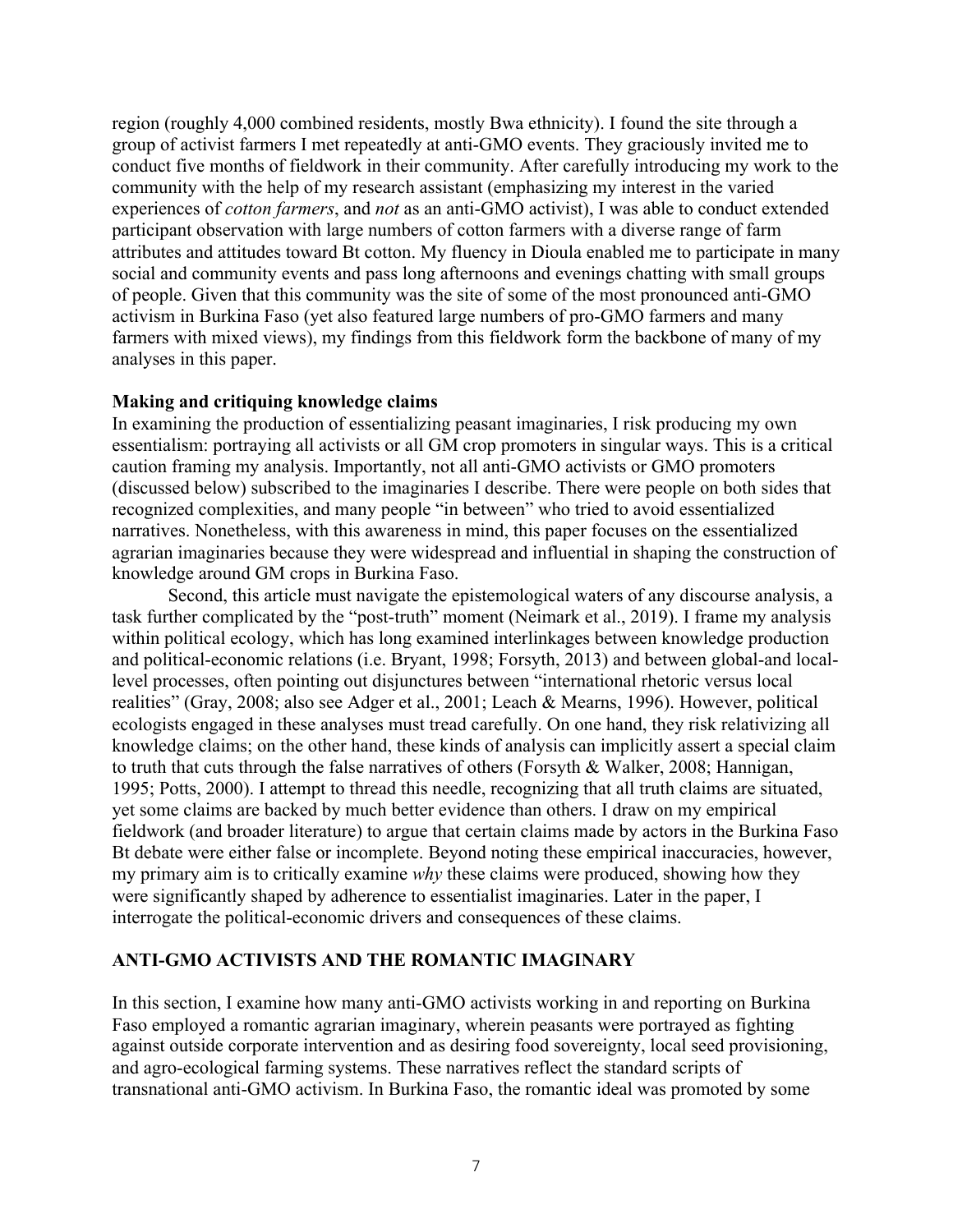region (roughly 4,000 combined residents, mostly Bwa ethnicity). I found the site through a group of activist farmers I met repeatedly at anti-GMO events. They graciously invited me to conduct five months of fieldwork in their community. After carefully introducing my work to the community with the help of my research assistant (emphasizing my interest in the varied experiences of *cotton farmers*, and *not* as an anti-GMO activist), I was able to conduct extended participant observation with large numbers of cotton farmers with a diverse range of farm attributes and attitudes toward Bt cotton. My fluency in Dioula enabled me to participate in many social and community events and pass long afternoons and evenings chatting with small groups of people. Given that this community was the site of some of the most pronounced anti-GMO activism in Burkina Faso (yet also featured large numbers of pro-GMO farmers and many farmers with mixed views), my findings from this fieldwork form the backbone of many of my analyses in this paper.

**Making and critiquing knowledge claims**

In examining the production of essentializing peasant imaginaries, I risk producing my own essentialism: portraying all activists or all GM crop promoters in singular ways. This is a critical caution framing my analysis. Importantly, not all anti-GMO activists or GMO promoters (discussed below) subscribed to the imaginaries I describe. There were people on both sides that recognized complexities, and many people "in between" who tried to avoid essentialized narratives. Nonetheless, with this awareness in mind, this paper focuses on the essentialized agrarian imaginaries because they were widespread and influential in shaping the construction of knowledge around GM crops in Burkina Faso.

Second, this article must navigate the epistemological waters of any discourse analysis, a task further complicated by the "post-truth" moment (Neimark et al., 2019). I frame my analysis within political ecology, which has long examined interlinkages between knowledge production and political-economic relations (i.e. Bryant, 1998; Forsyth, 2013) and between global-and local-level processes, often pointing out disjunctures between "international rhetoric versus local realities" (Gray, 2008; also see Adger et al., 2001; Leach & Mearns, 1996). However, political ecologists engaged in these analyses must tread carefully. On one hand, they risk relativizing all knowledge claims; on the other hand, these kinds of analysis can implicitly assert a special claim to truth that cuts through the false narratives of others (Forsyth & Walker, 2008; Hannigan, 1995; Potts, 2000). I attempt to thread this needle, recognizing that all truth claims are situated, yet some claims are backed by much better evidence than others. I draw on my empirical fieldwork (and broader literature) to argue that certain claims made by actors in the Burkina Faso Bt debate were either false or incomplete. Beyond noting these empirical inaccuracies, however, my primary aim is to critically examine *why* these claims were produced, showing how they were significantly shaped by adherence to essentialist imaginaries. Later in the paper, I interrogate the political-economic drivers and consequences of these claims.

## ANTI-GMO ACTIVISTS AND THE ROMANTIC IMAGINARY

In this section, I examine how many anti-GMO activists working in and reporting on Burkina Faso employed a romantic agrarian imaginary, wherein peasants were portrayed as fighting against outside corporate intervention and as desiring food sovereignty, local seed provisioning, and agro-ecological farming systems. These narratives reflect the standard scripts of transnational anti-GMO activism. In Burkina Faso, the romantic ideal was promoted by some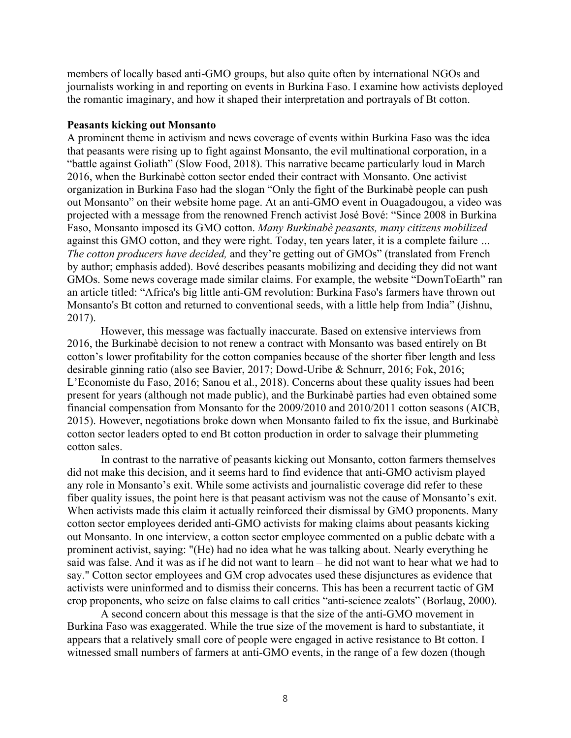members of locally based anti-GMO groups, but also quite often by international NGOs and journalists working in and reporting on events in Burkina Faso. I examine how activists deployed the romantic imaginary, and how it shaped their interpretation and portrayals of Bt cotton.

**Peasants kicking out Monsanto**

A prominent theme in activism and news coverage of events within Burkina Faso was the idea that peasants were rising up to fight against Monsanto, the evil multinational corporation, in a "battle against Goliath" (Slow Food, 2018). This narrative became particularly loud in March 2016, when the Burkinabè cotton sector ended their contract with Monsanto. One activist organization in Burkina Faso had the slogan "Only the fight of the Burkinabè people can push out Monsanto" on their website home page. At an anti-GMO event in Ouagadougou, a video was projected with a message from the renowned French activist José Bové: "Since 2008 in Burkina Faso, Monsanto imposed its GMO cotton. *Many Burkinabè peasants, many citizens mobilized* against this GMO cotton, and they were right. Today, ten years later, it is a complete failure ... *The cotton producers have decided,* and they're getting out of GMOs" (translated from French by author; emphasis added). Bové describes peasants mobilizing and deciding they did not want GMOs. Some news coverage made similar claims. For example, the website "DownToEarth" ran an article titled: "Africa's big little anti-GM revolution: Burkina Faso's farmers have thrown out Monsanto's Bt cotton and returned to conventional seeds, with a little help from India" (Jishnu, 2017).

However, this message was factually inaccurate. Based on extensive interviews from 2016, the Burkinabè decision to not renew a contract with Monsanto was based entirely on Bt cotton's lower profitability for the cotton companies because of the shorter fiber length and less desirable ginning ratio (also see Bavier, 2017; Dowd-Uribe & Schnurr, 2016; Fok, 2016; L'Economiste du Faso, 2016; Sanou et al., 2018). Concerns about these quality issues had been present for years (although not made public), and the Burkinabè parties had even obtained some financial compensation from Monsanto for the 2009/2010 and 2010/2011 cotton seasons (AICB, 2015). However, negotiations broke down when Monsanto failed to fix the issue, and Burkinabè cotton sector leaders opted to end Bt cotton production in order to salvage their plummeting cotton sales.

In contrast to the narrative of peasants kicking out Monsanto, cotton farmers themselves did not make this decision, and it seems hard to find evidence that anti-GMO activism played any role in Monsanto's exit. While some activists and journalistic coverage did refer to these fiber quality issues, the point here is that peasant activism was not the cause of Monsanto's exit. When activists made this claim it actually reinforced their dismissal by GMO proponents. Many cotton sector employees derided anti-GMO activists for making claims about peasants kicking out Monsanto. In one interview, a cotton sector employee commented on a public debate with a prominent activist, saying: "(He) had no idea what he was talking about. Nearly everything he said was false. And it was as if he did not want to learn – he did not want to hear what we had to say." Cotton sector employees and GM crop advocates used these disjunctures as evidence that activists were uninformed and to dismiss their concerns. This has been a recurrent tactic of GM crop proponents, who seize on false claims to call critics "anti-science zealots" (Borlaug, 2000).

A second concern about this message is that the size of the anti-GMO movement in Burkina Faso was exaggerated. While the true size of the movement is hard to substantiate, it appears that a relatively small core of people were engaged in active resistance to Bt cotton. I witnessed small numbers of farmers at anti-GMO events, in the range of a few dozen (though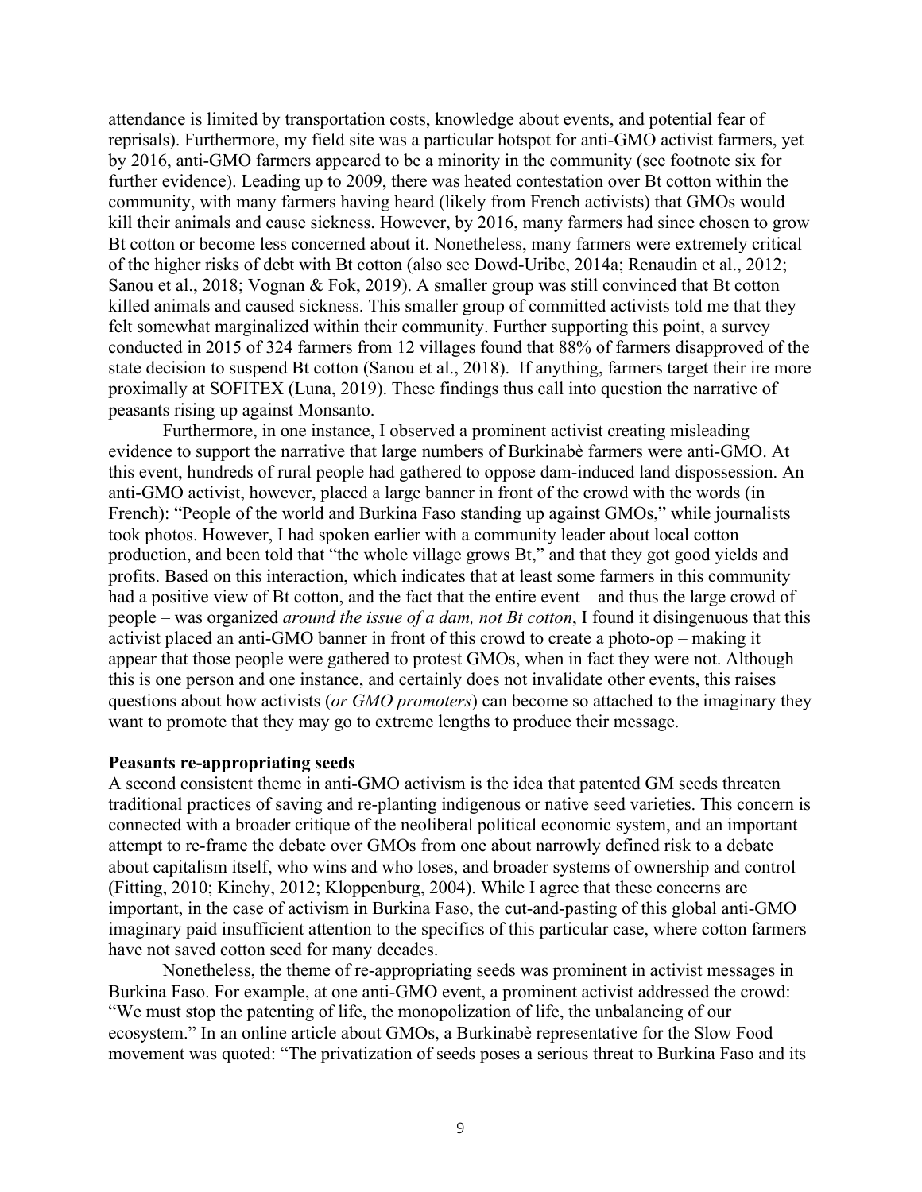attendance is limited by transportation costs, knowledge about events, and potential fear of reprisals). Furthermore, my field site was a particular hotspot for anti-GMO activist farmers, yet by 2016, anti-GMO farmers appeared to be a minority in the community (see footnote six for further evidence). Leading up to 2009, there was heated contestation over Bt cotton within the community, with many farmers having heard (likely from French activists) that GMOs would kill their animals and cause sickness. However, by 2016, many farmers had since chosen to grow Bt cotton or become less concerned about it. Nonetheless, many farmers were extremely critical of the higher risks of debt with Bt cotton (also see Dowd-Uribe, 2014a; Renaudin et al., 2012; Sanou et al., 2018; Vognan & Fok, 2019). A smaller group was still convinced that Bt cotton killed animals and caused sickness. This smaller group of committed activists told me that they felt somewhat marginalized within their community. Further supporting this point, a survey conducted in 2015 of 324 farmers from 12 villages found that 88% of farmers disapproved of the state decision to suspend Bt cotton (Sanou et al., 2018). If anything, farmers target their ire more proximally at SOFITEX (Luna, 2019). These findings thus call into question the narrative of peasants rising up against Monsanto.

Furthermore, in one instance, I observed a prominent activist creating misleading evidence to support the narrative that large numbers of Burkinabè farmers were anti-GMO. At this event, hundreds of rural people had gathered to oppose dam-induced land dispossession. An anti-GMO activist, however, placed a large banner in front of the crowd with the words (in French): "People of the world and Burkina Faso standing up against GMOs," while journalists took photos. However, I had spoken earlier with a community leader about local cotton production, and been told that "the whole village grows Bt," and that they got good yields and profits. Based on this interaction, which indicates that at least some farmers in this community had a positive view of Bt cotton, and the fact that the entire event – and thus the large crowd of people – was organized *around the issue of a dam, not Bt cotton*, I found it disingenuous that this activist placed an anti-GMO banner in front of this crowd to create a photo-op – making it appear that those people were gathered to protest GMOs, when in fact they were not. Although this is one person and one instance, and certainly does not invalidate other events, this raises questions about how activists (*or GMO promoters*) can become so attached to the imaginary they want to promote that they may go to extreme lengths to produce their message.

**Peasants re-appropriating seeds**

A second consistent theme in anti-GMO activism is the idea that patented GM seeds threaten traditional practices of saving and re-planting indigenous or native seed varieties. This concern is connected with a broader critique of the neoliberal political economic system, and an important attempt to re-frame the debate over GMOs from one about narrowly defined risk to a debate about capitalism itself, who wins and who loses, and broader systems of ownership and control (Fitting, 2010; Kinchy, 2012; Kloppenburg, 2004). While I agree that these concerns are important, in the case of activism in Burkina Faso, the cut-and-pasting of this global anti-GMO imaginary paid insufficient attention to the specifics of this particular case, where cotton farmers have not saved cotton seed for many decades.

Nonetheless, the theme of re-appropriating seeds was prominent in activist messages in Burkina Faso. For example, at one anti-GMO event, a prominent activist addressed the crowd: "We must stop the patenting of life, the monopolization of life, the unbalancing of our ecosystem." In an online article about GMOs, a Burkinabè representative for the Slow Food movement was quoted: "The privatization of seeds poses a serious threat to Burkina Faso and its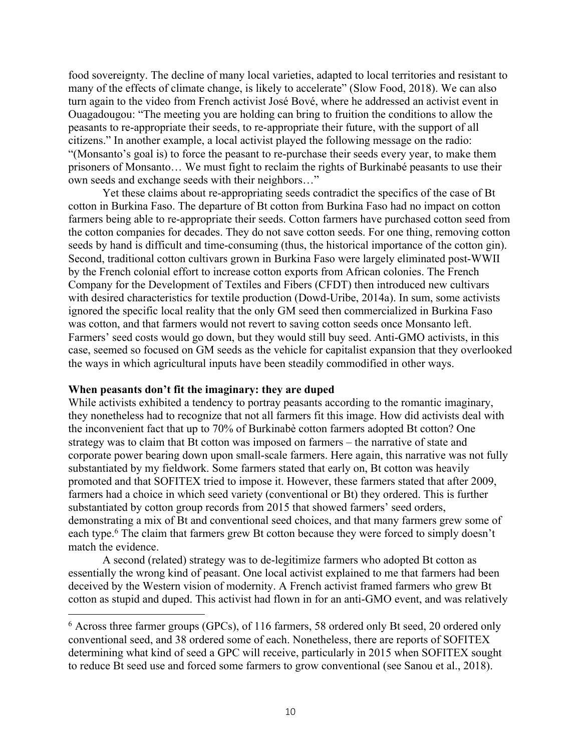food sovereignty. The decline of many local varieties, adapted to local territories and resistant to many of the effects of climate change, is likely to accelerate" (Slow Food, 2018). We can also turn again to the video from French activist José Bové, where he addressed an activist event in Ouagadougou: "The meeting you are holding can bring to fruition the conditions to allow the peasants to re-appropriate their seeds, to re-appropriate their future, with the support of all citizens." In another example, a local activist played the following message on the radio: "(Monsanto's goal is) to force the peasant to re-purchase their seeds every year, to make them prisoners of Monsanto… We must fight to reclaim the rights of Burkinabé peasants to use their own seeds and exchange seeds with their neighbors…"

Yet these claims about re-appropriating seeds contradict the specifics of the case of Bt cotton in Burkina Faso. The departure of Bt cotton from Burkina Faso had no impact on cotton farmers being able to re-appropriate their seeds. Cotton farmers have purchased cotton seed from the cotton companies for decades. They do not save cotton seeds. For one thing, removing cotton seeds by hand is difficult and time-consuming (thus, the historical importance of the cotton gin). Second, traditional cotton cultivars grown in Burkina Faso were largely eliminated post-WWII by the French colonial effort to increase cotton exports from African colonies. The French Company for the Development of Textiles and Fibers (CFDT) then introduced new cultivars with desired characteristics for textile production (Dowd-Uribe, 2014a). In sum, some activists ignored the specific local reality that the only GM seed then commercialized in Burkina Faso was cotton, and that farmers would not revert to saving cotton seeds once Monsanto left. Farmers' seed costs would go down, but they would still buy seed. Anti-GMO activists, in this case, seemed so focused on GM seeds as the vehicle for capitalist expansion that they overlooked the ways in which agricultural inputs have been steadily commodified in other ways.

**When peasants don't fit the imaginary: they are duped**

While activists exhibited a tendency to portray peasants according to the romantic imaginary, they nonetheless had to recognize that not all farmers fit this image. How did activists deal with the inconvenient fact that up to 70% of Burkinabè cotton farmers adopted Bt cotton? One strategy was to claim that Bt cotton was imposed on farmers – the narrative of state and corporate power bearing down upon small-scale farmers. Here again, this narrative was not fully substantiated by my fieldwork. Some farmers stated that early on, Bt cotton was heavily promoted and that SOFITEX tried to impose it. However, these farmers stated that after 2009, farmers had a choice in which seed variety (conventional or Bt) they ordered. This is further substantiated by cotton group records from 2015 that showed farmers' seed orders, demonstrating a mix of Bt and conventional seed choices, and that many farmers grew some of each type.[6] The claim that farmers grew Bt cotton because they were forced to simply doesn't match the evidence.

A second (related) strategy was to de-legitimize farmers who adopted Bt cotton as essentially the wrong kind of peasant. One local activist explained to me that farmers had been deceived by the Western vision of modernity. A French activist framed farmers who grew Bt cotton as stupid and duped. This activist had flown in for an anti-GMO event, and was relatively

[6] Across three farmer groups (GPCs), of 116 farmers, 58 ordered only Bt seed, 20 ordered only conventional seed, and 38 ordered some of each. Nonetheless, there are reports of SOFITEX determining what kind of seed a GPC will receive, particularly in 2015 when SOFITEX sought to reduce Bt seed use and forced some farmers to grow conventional (see Sanou et al., 2018).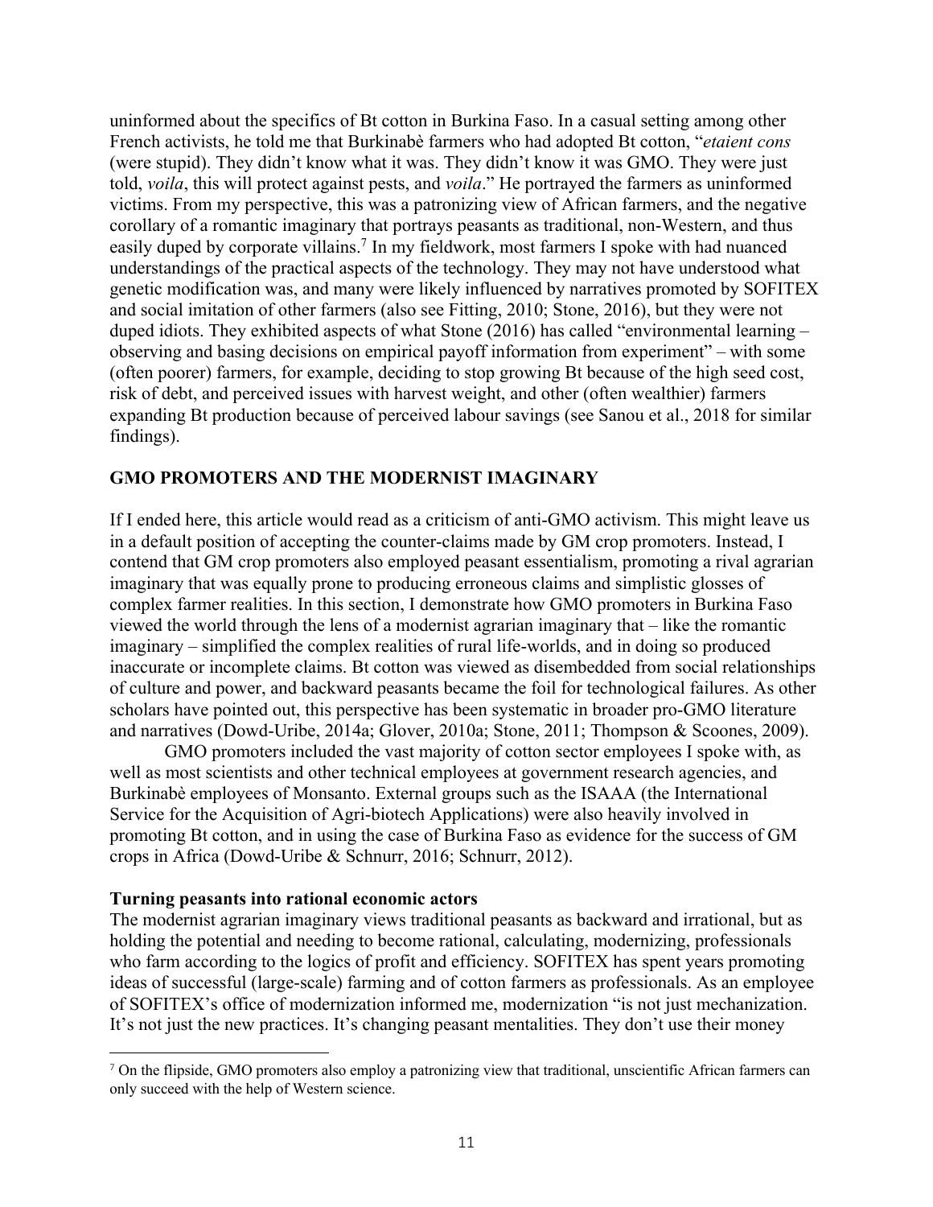uninformed about the specifics of Bt cotton in Burkina Faso. In a casual setting among other French activists, he told me that Burkinabè farmers who had adopted Bt cotton, "*etaient cons* (were stupid). They didn't know what it was. They didn't know it was GMO. They were just told, *voila*, this will protect against pests, and *voila*." He portrayed the farmers as uninformed victims. From my perspective, this was a patronizing view of African farmers, and the negative corollary of a romantic imaginary that portrays peasants as traditional, non-Western, and thus easily duped by corporate villains.[7] In my fieldwork, most farmers I spoke with had nuanced understandings of the practical aspects of the technology. They may not have understood what genetic modification was, and many were likely influenced by narratives promoted by SOFITEX and social imitation of other farmers (also see Fitting, 2010; Stone, 2016), but they were not duped idiots. They exhibited aspects of what Stone (2016) has called "environmental learning – observing and basing decisions on empirical payoff information from experiment" – with some (often poorer) farmers, for example, deciding to stop growing Bt because of the high seed cost, risk of debt, and perceived issues with harvest weight, and other (often wealthier) farmers expanding Bt production because of perceived labour savings (see Sanou et al., 2018 for similar findings).

## GMO PROMOTERS AND THE MODERNIST IMAGINARY

If I ended here, this article would read as a criticism of anti-GMO activism. This might leave us in a default position of accepting the counter-claims made by GM crop promoters. Instead, I contend that GM crop promoters also employed peasant essentialism, promoting a rival agrarian imaginary that was equally prone to producing erroneous claims and simplistic glosses of complex farmer realities. In this section, I demonstrate how GMO promoters in Burkina Faso viewed the world through the lens of a modernist agrarian imaginary that – like the romantic imaginary – simplified the complex realities of rural life-worlds, and in doing so produced inaccurate or incomplete claims. Bt cotton was viewed as disembedded from social relationships of culture and power, and backward peasants became the foil for technological failures. As other scholars have pointed out, this perspective has been systematic in broader pro-GMO literature and narratives (Dowd-Uribe, 2014a; Glover, 2010a; Stone, 2011; Thompson & Scoones, 2009).

GMO promoters included the vast majority of cotton sector employees I spoke with, as well as most scientists and other technical employees at government research agencies, and Burkinabè employees of Monsanto. External groups such as the ISAAA (the International Service for the Acquisition of Agri-biotech Applications) were also heavily involved in promoting Bt cotton, and in using the case of Burkina Faso as evidence for the success of GM crops in Africa (Dowd-Uribe & Schnurr, 2016; Schnurr, 2012).

### Turning peasants into rational economic actors

The modernist agrarian imaginary views traditional peasants as backward and irrational, but as holding the potential and needing to become rational, calculating, modernizing, professionals who farm according to the logics of profit and efficiency. SOFITEX has spent years promoting ideas of successful (large-scale) farming and of cotton farmers as professionals. As an employee of SOFITEX's office of modernization informed me, modernization "is not just mechanization. It's not just the new practices. It's changing peasant mentalities. They don't use their money

---

[7] On the flipside, GMO promoters also employ a patronizing view that traditional, unscientific African farmers can only succeed with the help of Western science.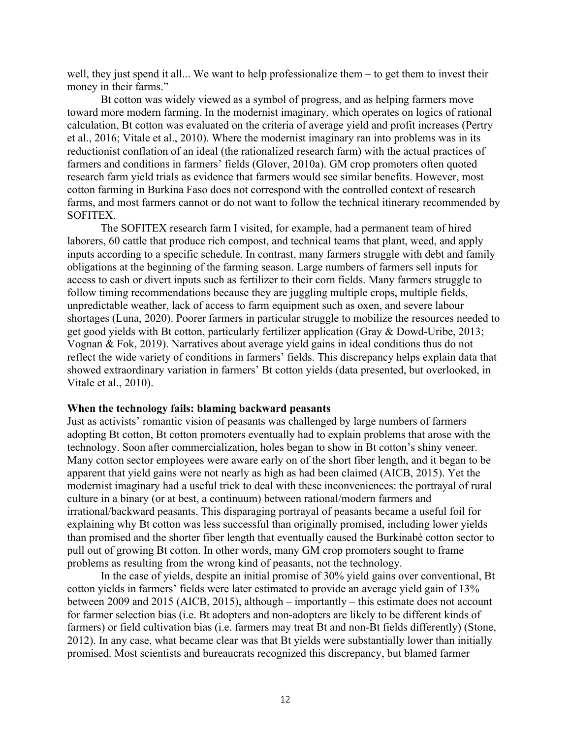well, they just spend it all... We want to help professionalize them – to get them to invest their money in their farms."

Bt cotton was widely viewed as a symbol of progress, and as helping farmers move toward more modern farming. In the modernist imaginary, which operates on logics of rational calculation, Bt cotton was evaluated on the criteria of average yield and profit increases (Pertry et al., 2016; Vitale et al., 2010). Where the modernist imaginary ran into problems was in its reductionist conflation of an ideal (the rationalized research farm) with the actual practices of farmers and conditions in farmers' fields (Glover, 2010a). GM crop promoters often quoted research farm yield trials as evidence that farmers would see similar benefits. However, most cotton farming in Burkina Faso does not correspond with the controlled context of research farms, and most farmers cannot or do not want to follow the technical itinerary recommended by SOFITEX.

The SOFITEX research farm I visited, for example, had a permanent team of hired laborers, 60 cattle that produce rich compost, and technical teams that plant, weed, and apply inputs according to a specific schedule. In contrast, many farmers struggle with debt and family obligations at the beginning of the farming season. Large numbers of farmers sell inputs for access to cash or divert inputs such as fertilizer to their corn fields. Many farmers struggle to follow timing recommendations because they are juggling multiple crops, multiple fields, unpredictable weather, lack of access to farm equipment such as oxen, and severe labour shortages (Luna, 2020). Poorer farmers in particular struggle to mobilize the resources needed to get good yields with Bt cotton, particularly fertilizer application (Gray & Dowd-Uribe, 2013; Vognan & Fok, 2019). Narratives about average yield gains in ideal conditions thus do not reflect the wide variety of conditions in farmers' fields. This discrepancy helps explain data that showed extraordinary variation in farmers' Bt cotton yields (data presented, but overlooked, in Vitale et al., 2010).

**When the technology fails: blaming backward peasants**

Just as activists' romantic vision of peasants was challenged by large numbers of farmers adopting Bt cotton, Bt cotton promoters eventually had to explain problems that arose with the technology. Soon after commercialization, holes began to show in Bt cotton's shiny veneer. Many cotton sector employees were aware early on of the short fiber length, and it began to be apparent that yield gains were not nearly as high as had been claimed (AICB, 2015). Yet the modernist imaginary had a useful trick to deal with these inconveniences: the portrayal of rural culture in a binary (or at best, a continuum) between rational/modern farmers and irrational/backward peasants. This disparaging portrayal of peasants became a useful foil for explaining why Bt cotton was less successful than originally promised, including lower yields than promised and the shorter fiber length that eventually caused the Burkinabè cotton sector to pull out of growing Bt cotton. In other words, many GM crop promoters sought to frame problems as resulting from the wrong kind of peasants, not the technology.

In the case of yields, despite an initial promise of 30% yield gains over conventional, Bt cotton yields in farmers' fields were later estimated to provide an average yield gain of 13% between 2009 and 2015 (AICB, 2015), although – importantly – this estimate does not account for farmer selection bias (i.e. Bt adopters and non-adopters are likely to be different kinds of farmers) or field cultivation bias (i.e. farmers may treat Bt and non-Bt fields differently) (Stone, 2012). In any case, what became clear was that Bt yields were substantially lower than initially promised. Most scientists and bureaucrats recognized this discrepancy, but blamed farmer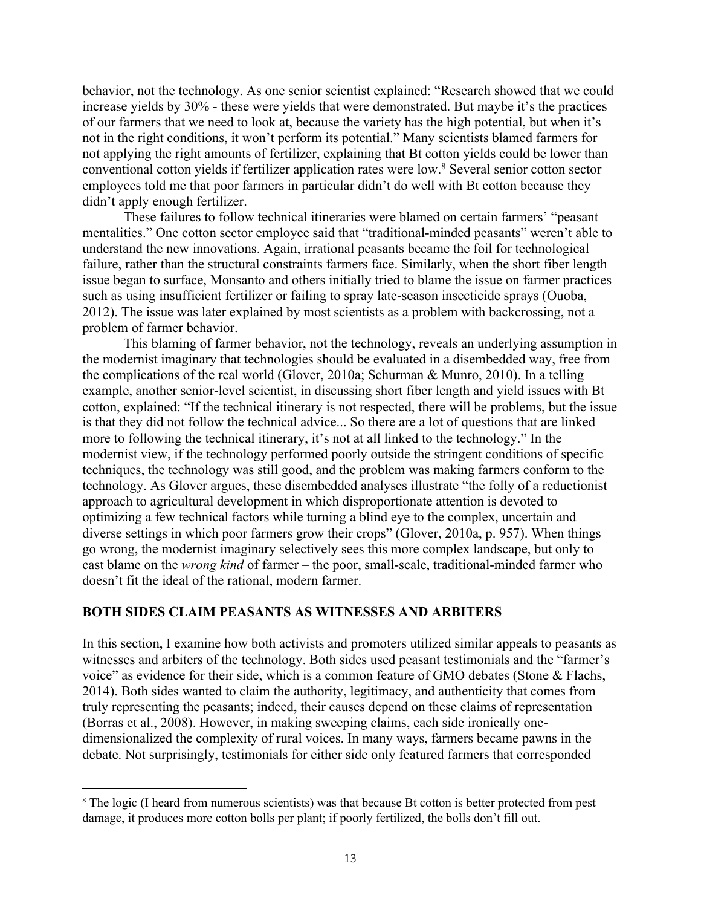behavior, not the technology. As one senior scientist explained: "Research showed that we could increase yields by 30% - these were yields that were demonstrated. But maybe it's the practices of our farmers that we need to look at, because the variety has the high potential, but when it's not in the right conditions, it won't perform its potential." Many scientists blamed farmers for not applying the right amounts of fertilizer, explaining that Bt cotton yields could be lower than conventional cotton yields if fertilizer application rates were low.[8] Several senior cotton sector employees told me that poor farmers in particular didn't do well with Bt cotton because they didn't apply enough fertilizer.

These failures to follow technical itineraries were blamed on certain farmers' "peasant mentalities." One cotton sector employee said that "traditional-minded peasants" weren't able to understand the new innovations. Again, irrational peasants became the foil for technological failure, rather than the structural constraints farmers face. Similarly, when the short fiber length issue began to surface, Monsanto and others initially tried to blame the issue on farmer practices such as using insufficient fertilizer or failing to spray late-season insecticide sprays (Ouoba, 2012). The issue was later explained by most scientists as a problem with backcrossing, not a problem of farmer behavior.

This blaming of farmer behavior, not the technology, reveals an underlying assumption in the modernist imaginary that technologies should be evaluated in a disembedded way, free from the complications of the real world (Glover, 2010a; Schurman & Munro, 2010). In a telling example, another senior-level scientist, in discussing short fiber length and yield issues with Bt cotton, explained: "If the technical itinerary is not respected, there will be problems, but the issue is that they did not follow the technical advice... So there are a lot of questions that are linked more to following the technical itinerary, it's not at all linked to the technology." In the modernist view, if the technology performed poorly outside the stringent conditions of specific techniques, the technology was still good, and the problem was making farmers conform to the technology. As Glover argues, these disembedded analyses illustrate "the folly of a reductionist approach to agricultural development in which disproportionate attention is devoted to optimizing a few technical factors while turning a blind eye to the complex, uncertain and diverse settings in which poor farmers grow their crops" (Glover, 2010a, p. 957). When things go wrong, the modernist imaginary selectively sees this more complex landscape, but only to cast blame on the *wrong kind* of farmer – the poor, small-scale, traditional-minded farmer who doesn't fit the ideal of the rational, modern farmer.

## BOTH SIDES CLAIM PEASANTS AS WITNESSES AND ARBITERS

In this section, I examine how both activists and promoters utilized similar appeals to peasants as witnesses and arbiters of the technology. Both sides used peasant testimonials and the "farmer's voice" as evidence for their side, which is a common feature of GMO debates (Stone & Flachs, 2014). Both sides wanted to claim the authority, legitimacy, and authenticity that comes from truly representing the peasants; indeed, their causes depend on these claims of representation (Borras et al., 2008). However, in making sweeping claims, each side ironically one-dimensionalized the complexity of rural voices. In many ways, farmers became pawns in the debate. Not surprisingly, testimonials for either side only featured farmers that corresponded

---

[8] The logic (I heard from numerous scientists) was that because Bt cotton is better protected from pest damage, it produces more cotton bolls per plant; if poorly fertilized, the bolls don't fill out.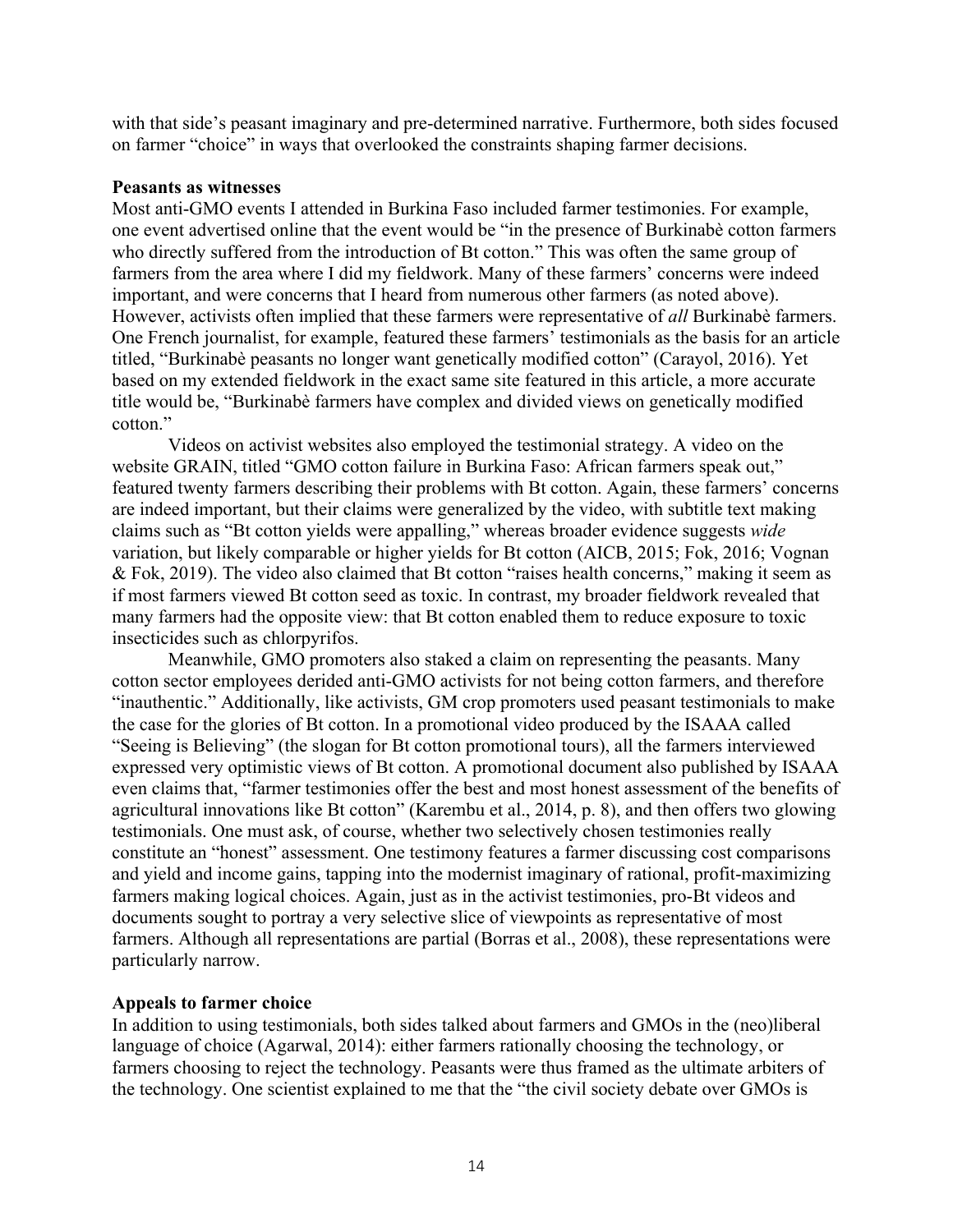with that side's peasant imaginary and pre-determined narrative. Furthermore, both sides focused on farmer "choice" in ways that overlooked the constraints shaping farmer decisions.

**Peasants as witnesses**

Most anti-GMO events I attended in Burkina Faso included farmer testimonies. For example, one event advertised online that the event would be "in the presence of Burkinabè cotton farmers who directly suffered from the introduction of Bt cotton." This was often the same group of farmers from the area where I did my fieldwork. Many of these farmers' concerns were indeed important, and were concerns that I heard from numerous other farmers (as noted above). However, activists often implied that these farmers were representative of *all* Burkinabè farmers. One French journalist, for example, featured these farmers' testimonials as the basis for an article titled, "Burkinabè peasants no longer want genetically modified cotton" (Carayol, 2016). Yet based on my extended fieldwork in the exact same site featured in this article, a more accurate title would be, "Burkinabè farmers have complex and divided views on genetically modified cotton."

Videos on activist websites also employed the testimonial strategy. A video on the website GRAIN, titled "GMO cotton failure in Burkina Faso: African farmers speak out," featured twenty farmers describing their problems with Bt cotton. Again, these farmers' concerns are indeed important, but their claims were generalized by the video, with subtitle text making claims such as "Bt cotton yields were appalling," whereas broader evidence suggests *wide* variation, but likely comparable or higher yields for Bt cotton (AICB, 2015; Fok, 2016; Vognan & Fok, 2019). The video also claimed that Bt cotton "raises health concerns," making it seem as if most farmers viewed Bt cotton seed as toxic. In contrast, my broader fieldwork revealed that many farmers had the opposite view: that Bt cotton enabled them to reduce exposure to toxic insecticides such as chlorpyrifos.

Meanwhile, GMO promoters also staked a claim on representing the peasants. Many cotton sector employees derided anti-GMO activists for not being cotton farmers, and therefore "inauthentic." Additionally, like activists, GM crop promoters used peasant testimonials to make the case for the glories of Bt cotton. In a promotional video produced by the ISAAA called "Seeing is Believing" (the slogan for Bt cotton promotional tours), all the farmers interviewed expressed very optimistic views of Bt cotton. A promotional document also published by ISAAA even claims that, "farmer testimonies offer the best and most honest assessment of the benefits of agricultural innovations like Bt cotton" (Karembu et al., 2014, p. 8), and then offers two glowing testimonials. One must ask, of course, whether two selectively chosen testimonies really constitute an "honest" assessment. One testimony features a farmer discussing cost comparisons and yield and income gains, tapping into the modernist imaginary of rational, profit-maximizing farmers making logical choices. Again, just as in the activist testimonies, pro-Bt videos and documents sought to portray a very selective slice of viewpoints as representative of most farmers. Although all representations are partial (Borras et al., 2008), these representations were particularly narrow.

**Appeals to farmer choice**

In addition to using testimonials, both sides talked about farmers and GMOs in the (neo)liberal language of choice (Agarwal, 2014): either farmers rationally choosing the technology, or farmers choosing to reject the technology. Peasants were thus framed as the ultimate arbiters of the technology. One scientist explained to me that the "the civil society debate over GMOs is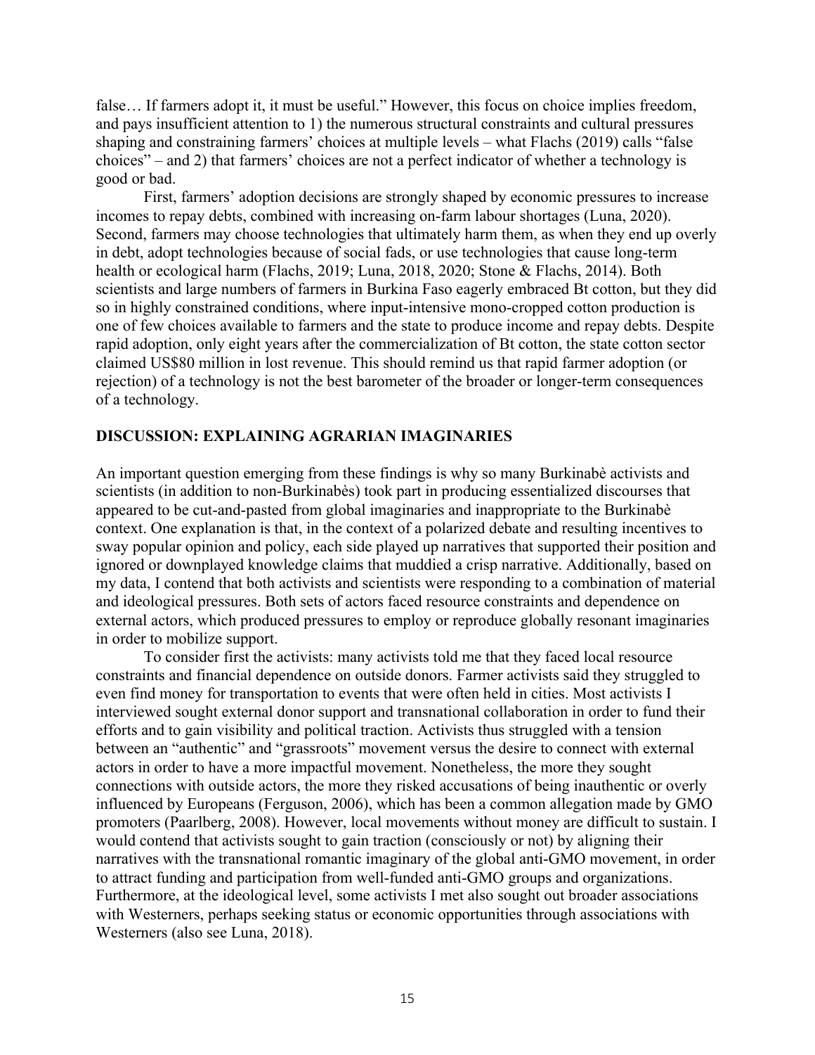false… If farmers adopt it, it must be useful." However, this focus on choice implies freedom, and pays insufficient attention to 1) the numerous structural constraints and cultural pressures shaping and constraining farmers' choices at multiple levels – what Flachs (2019) calls "false choices" – and 2) that farmers' choices are not a perfect indicator of whether a technology is good or bad.

First, farmers' adoption decisions are strongly shaped by economic pressures to increase incomes to repay debts, combined with increasing on-farm labour shortages (Luna, 2020). Second, farmers may choose technologies that ultimately harm them, as when they end up overly in debt, adopt technologies because of social fads, or use technologies that cause long-term health or ecological harm (Flachs, 2019; Luna, 2018, 2020; Stone & Flachs, 2014). Both scientists and large numbers of farmers in Burkina Faso eagerly embraced Bt cotton, but they did so in highly constrained conditions, where input-intensive mono-cropped cotton production is one of few choices available to farmers and the state to produce income and repay debts. Despite rapid adoption, only eight years after the commercialization of Bt cotton, the state cotton sector claimed US$80 million in lost revenue. This should remind us that rapid farmer adoption (or rejection) of a technology is not the best barometer of the broader or longer-term consequences of a technology.

## DISCUSSION: EXPLAINING AGRARIAN IMAGINARIES

An important question emerging from these findings is why so many Burkinabè activists and scientists (in addition to non-Burkinabès) took part in producing essentialized discourses that appeared to be cut-and-pasted from global imaginaries and inappropriate to the Burkinabè context. One explanation is that, in the context of a polarized debate and resulting incentives to sway popular opinion and policy, each side played up narratives that supported their position and ignored or downplayed knowledge claims that muddied a crisp narrative. Additionally, based on my data, I contend that both activists and scientists were responding to a combination of material and ideological pressures. Both sets of actors faced resource constraints and dependence on external actors, which produced pressures to employ or reproduce globally resonant imaginaries in order to mobilize support.

To consider first the activists: many activists told me that they faced local resource constraints and financial dependence on outside donors. Farmer activists said they struggled to even find money for transportation to events that were often held in cities. Most activists I interviewed sought external donor support and transnational collaboration in order to fund their efforts and to gain visibility and political traction. Activists thus struggled with a tension between an "authentic" and "grassroots" movement versus the desire to connect with external actors in order to have a more impactful movement. Nonetheless, the more they sought connections with outside actors, the more they risked accusations of being inauthentic or overly influenced by Europeans (Ferguson, 2006), which has been a common allegation made by GMO promoters (Paarlberg, 2008). However, local movements without money are difficult to sustain. I would contend that activists sought to gain traction (consciously or not) by aligning their narratives with the transnational romantic imaginary of the global anti-GMO movement, in order to attract funding and participation from well-funded anti-GMO groups and organizations. Furthermore, at the ideological level, some activists I met also sought out broader associations with Westerners, perhaps seeking status or economic opportunities through associations with Westerners (also see Luna, 2018).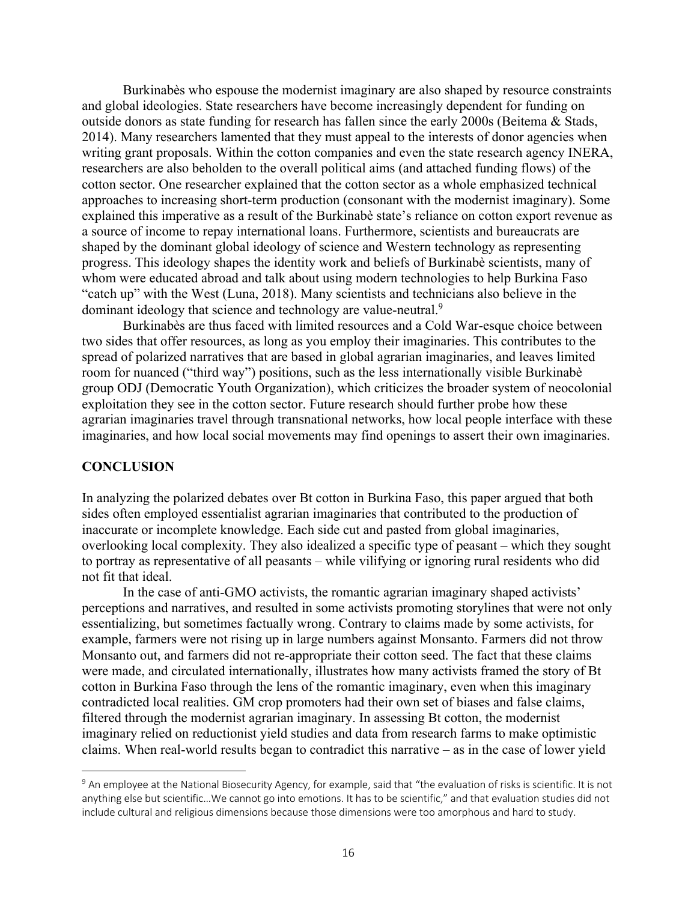Burkinabès who espouse the modernist imaginary are also shaped by resource constraints and global ideologies. State researchers have become increasingly dependent for funding on outside donors as state funding for research has fallen since the early 2000s (Beitema & Stads, 2014). Many researchers lamented that they must appeal to the interests of donor agencies when writing grant proposals. Within the cotton companies and even the state research agency INERA, researchers are also beholden to the overall political aims (and attached funding flows) of the cotton sector. One researcher explained that the cotton sector as a whole emphasized technical approaches to increasing short-term production (consonant with the modernist imaginary). Some explained this imperative as a result of the Burkinabè state's reliance on cotton export revenue as a source of income to repay international loans. Furthermore, scientists and bureaucrats are shaped by the dominant global ideology of science and Western technology as representing progress. This ideology shapes the identity work and beliefs of Burkinabè scientists, many of whom were educated abroad and talk about using modern technologies to help Burkina Faso "catch up" with the West (Luna, 2018). Many scientists and technicians also believe in the dominant ideology that science and technology are value-neutral.[9]

Burkinabès are thus faced with limited resources and a Cold War-esque choice between two sides that offer resources, as long as you employ their imaginaries. This contributes to the spread of polarized narratives that are based in global agrarian imaginaries, and leaves limited room for nuanced ("third way") positions, such as the less internationally visible Burkinabè group ODJ (Democratic Youth Organization), which criticizes the broader system of neocolonial exploitation they see in the cotton sector. Future research should further probe how these agrarian imaginaries travel through transnational networks, how local people interface with these imaginaries, and how local social movements may find openings to assert their own imaginaries.

## CONCLUSION

In analyzing the polarized debates over Bt cotton in Burkina Faso, this paper argued that both sides often employed essentialist agrarian imaginaries that contributed to the production of inaccurate or incomplete knowledge. Each side cut and pasted from global imaginaries, overlooking local complexity. They also idealized a specific type of peasant – which they sought to portray as representative of all peasants – while vilifying or ignoring rural residents who did not fit that ideal.

In the case of anti-GMO activists, the romantic agrarian imaginary shaped activists' perceptions and narratives, and resulted in some activists promoting storylines that were not only essentializing, but sometimes factually wrong. Contrary to claims made by some activists, for example, farmers were not rising up in large numbers against Monsanto. Farmers did not throw Monsanto out, and farmers did not re-appropriate their cotton seed. The fact that these claims were made, and circulated internationally, illustrates how many activists framed the story of Bt cotton in Burkina Faso through the lens of the romantic imaginary, even when this imaginary contradicted local realities. GM crop promoters had their own set of biases and false claims, filtered through the modernist agrarian imaginary. In assessing Bt cotton, the modernist imaginary relied on reductionist yield studies and data from research farms to make optimistic claims. When real-world results began to contradict this narrative – as in the case of lower yield

[9] An employee at the National Biosecurity Agency, for example, said that "the evaluation of risks is scientific. It is not anything else but scientific…We cannot go into emotions. It has to be scientific," and that evaluation studies did not include cultural and religious dimensions because those dimensions were too amorphous and hard to study.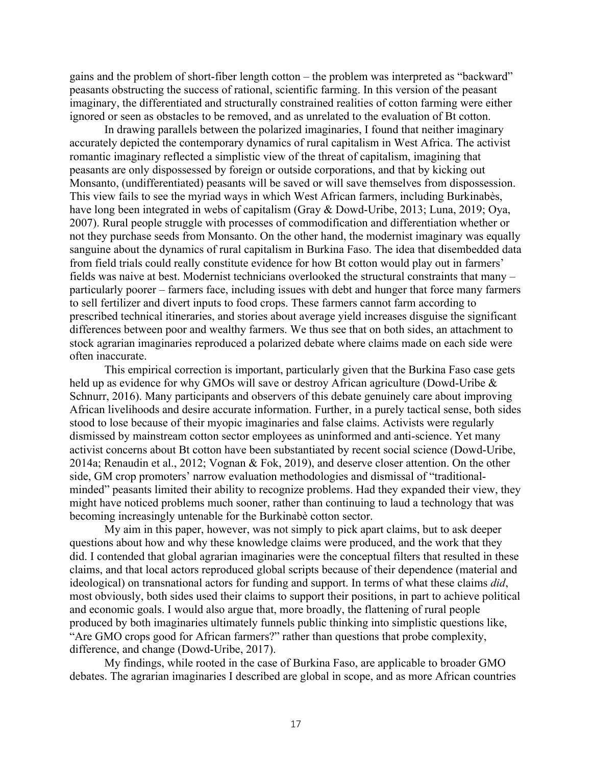gains and the problem of short-fiber length cotton – the problem was interpreted as "backward" peasants obstructing the success of rational, scientific farming. In this version of the peasant imaginary, the differentiated and structurally constrained realities of cotton farming were either ignored or seen as obstacles to be removed, and as unrelated to the evaluation of Bt cotton.

In drawing parallels between the polarized imaginaries, I found that neither imaginary accurately depicted the contemporary dynamics of rural capitalism in West Africa. The activist romantic imaginary reflected a simplistic view of the threat of capitalism, imagining that peasants are only dispossessed by foreign or outside corporations, and that by kicking out Monsanto, (undifferentiated) peasants will be saved or will save themselves from dispossession. This view fails to see the myriad ways in which West African farmers, including Burkinabès, have long been integrated in webs of capitalism (Gray & Dowd-Uribe, 2013; Luna, 2019; Oya, 2007). Rural people struggle with processes of commodification and differentiation whether or not they purchase seeds from Monsanto. On the other hand, the modernist imaginary was equally sanguine about the dynamics of rural capitalism in Burkina Faso. The idea that disembedded data from field trials could really constitute evidence for how Bt cotton would play out in farmers' fields was naive at best. Modernist technicians overlooked the structural constraints that many – particularly poorer – farmers face, including issues with debt and hunger that force many farmers to sell fertilizer and divert inputs to food crops. These farmers cannot farm according to prescribed technical itineraries, and stories about average yield increases disguise the significant differences between poor and wealthy farmers. We thus see that on both sides, an attachment to stock agrarian imaginaries reproduced a polarized debate where claims made on each side were often inaccurate.

This empirical correction is important, particularly given that the Burkina Faso case gets held up as evidence for why GMOs will save or destroy African agriculture (Dowd-Uribe & Schnurr, 2016). Many participants and observers of this debate genuinely care about improving African livelihoods and desire accurate information. Further, in a purely tactical sense, both sides stood to lose because of their myopic imaginaries and false claims. Activists were regularly dismissed by mainstream cotton sector employees as uninformed and anti-science. Yet many activist concerns about Bt cotton have been substantiated by recent social science (Dowd-Uribe, 2014a; Renaudin et al., 2012; Vognan & Fok, 2019), and deserve closer attention. On the other side, GM crop promoters' narrow evaluation methodologies and dismissal of "traditional-minded" peasants limited their ability to recognize problems. Had they expanded their view, they might have noticed problems much sooner, rather than continuing to laud a technology that was becoming increasingly untenable for the Burkinabè cotton sector.

My aim in this paper, however, was not simply to pick apart claims, but to ask deeper questions about how and why these knowledge claims were produced, and the work that they did. I contended that global agrarian imaginaries were the conceptual filters that resulted in these claims, and that local actors reproduced global scripts because of their dependence (material and ideological) on transnational actors for funding and support. In terms of what these claims *did*, most obviously, both sides used their claims to support their positions, in part to achieve political and economic goals. I would also argue that, more broadly, the flattening of rural people produced by both imaginaries ultimately funnels public thinking into simplistic questions like, "Are GMO crops good for African farmers?" rather than questions that probe complexity, difference, and change (Dowd-Uribe, 2017).

My findings, while rooted in the case of Burkina Faso, are applicable to broader GMO debates. The agrarian imaginaries I described are global in scope, and as more African countries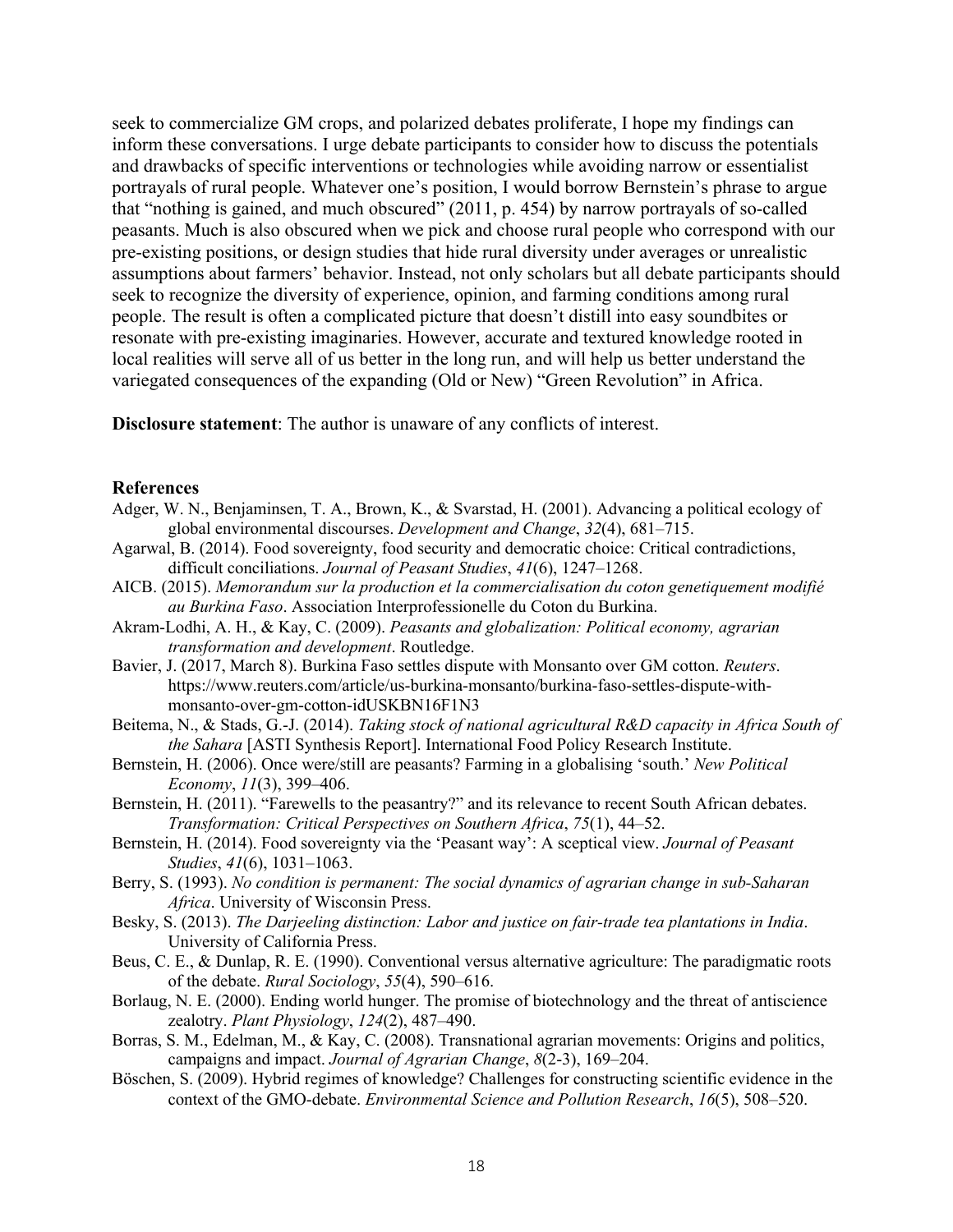seek to commercialize GM crops, and polarized debates proliferate, I hope my findings can inform these conversations. I urge debate participants to consider how to discuss the potentials and drawbacks of specific interventions or technologies while avoiding narrow or essentialist portrayals of rural people. Whatever one's position, I would borrow Bernstein's phrase to argue that "nothing is gained, and much obscured" (2011, p. 454) by narrow portrayals of so-called peasants. Much is also obscured when we pick and choose rural people who correspond with our pre-existing positions, or design studies that hide rural diversity under averages or unrealistic assumptions about farmers' behavior. Instead, not only scholars but all debate participants should seek to recognize the diversity of experience, opinion, and farming conditions among rural people. The result is often a complicated picture that doesn't distill into easy soundbites or resonate with pre-existing imaginaries. However, accurate and textured knowledge rooted in local realities will serve all of us better in the long run, and will help us better understand the variegated consequences of the expanding (Old or New) "Green Revolution" in Africa.

**Disclosure statement**: The author is unaware of any conflicts of interest.

## References

Adger, W. N., Benjaminsen, T. A., Brown, K., & Svarstad, H. (2001). Advancing a political ecology of global environmental discourses. *Development and Change*, *32*(4), 681–715.

Agarwal, B. (2014). Food sovereignty, food security and democratic choice: Critical contradictions, difficult conciliations. *Journal of Peasant Studies*, *41*(6), 1247–1268.

AICB. (2015). *Memorandum sur la production et la commercialisation du coton genetiquement modifié au Burkina Faso*. Association Interprofessionelle du Coton du Burkina.

Akram-Lodhi, A. H., & Kay, C. (2009). *Peasants and globalization: Political economy, agrarian transformation and development*. Routledge.

Bavier, J. (2017, March 8). Burkina Faso settles dispute with Monsanto over GM cotton. *Reuters*. https://www.reuters.com/article/us-burkina-monsanto/burkina-faso-settles-dispute-with-monsanto-over-gm-cotton-idUSKBN16F1N3

Beitema, N., & Stads, G.-J. (2014). *Taking stock of national agricultural R&D capacity in Africa South of the Sahara* [ASTI Synthesis Report]. International Food Policy Research Institute.

Bernstein, H. (2006). Once were/still are peasants? Farming in a globalising 'south.' *New Political Economy*, *11*(3), 399–406.

Bernstein, H. (2011). "Farewells to the peasantry?" and its relevance to recent South African debates. *Transformation: Critical Perspectives on Southern Africa*, *75*(1), 44–52.

Bernstein, H. (2014). Food sovereignty via the 'Peasant way': A sceptical view. *Journal of Peasant Studies*, *41*(6), 1031–1063.

Berry, S. (1993). *No condition is permanent: The social dynamics of agrarian change in sub-Saharan Africa*. University of Wisconsin Press.

Besky, S. (2013). *The Darjeeling distinction: Labor and justice on fair-trade tea plantations in India*. University of California Press.

Beus, C. E., & Dunlap, R. E. (1990). Conventional versus alternative agriculture: The paradigmatic roots of the debate. *Rural Sociology*, *55*(4), 590–616.

Borlaug, N. E. (2000). Ending world hunger. The promise of biotechnology and the threat of antiscience zealotry. *Plant Physiology*, *124*(2), 487–490.

Borras, S. M., Edelman, M., & Kay, C. (2008). Transnational agrarian movements: Origins and politics, campaigns and impact. *Journal of Agrarian Change*, *8*(2-3), 169–204.

Böschen, S. (2009). Hybrid regimes of knowledge? Challenges for constructing scientific evidence in the context of the GMO-debate. *Environmental Science and Pollution Research*, *16*(5), 508–520.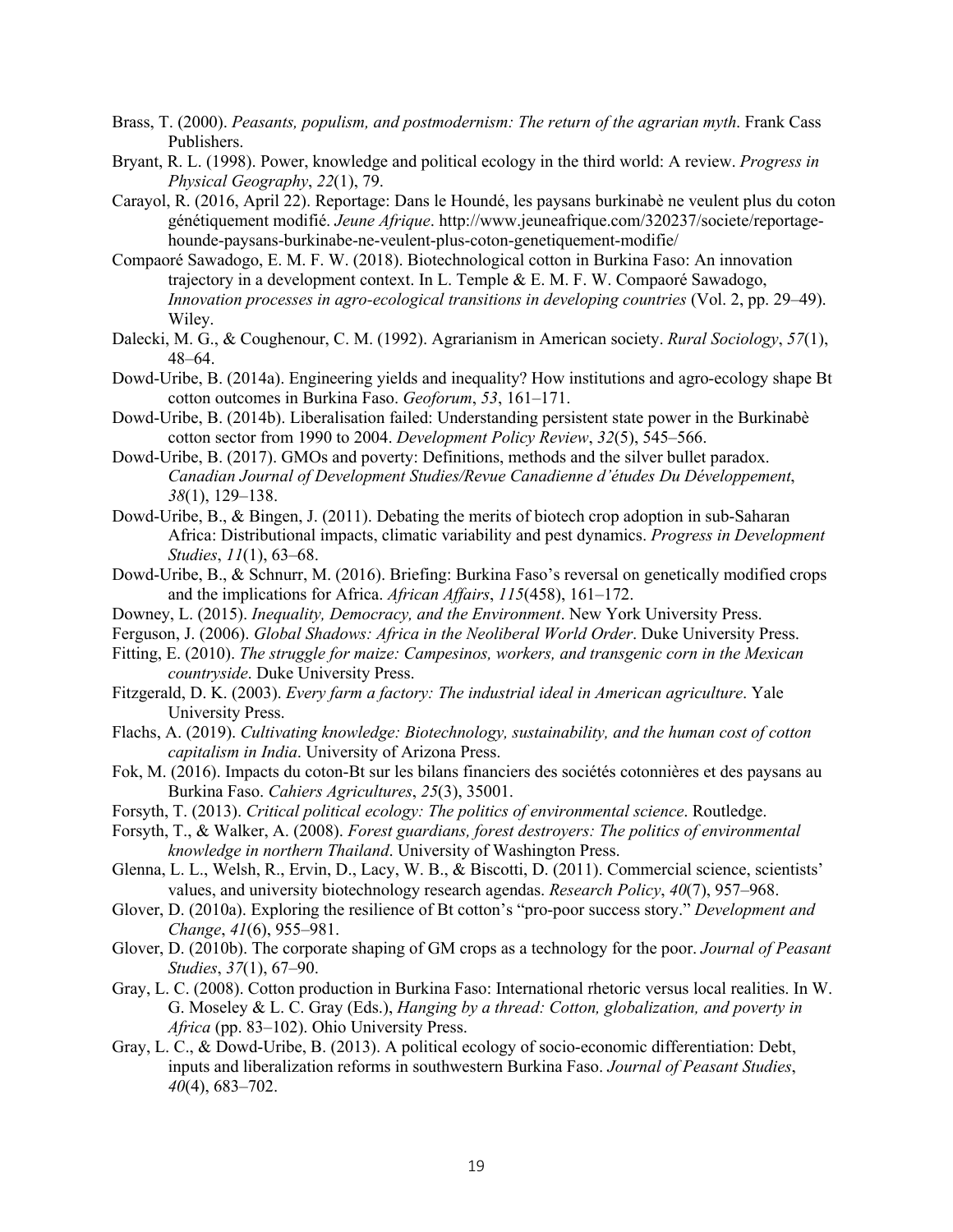Brass, T. (2000). *Peasants, populism, and postmodernism: The return of the agrarian myth*. Frank Cass Publishers.

Bryant, R. L. (1998). Power, knowledge and political ecology in the third world: A review. *Progress in Physical Geography*, *22*(1), 79.

Carayol, R. (2016, April 22). Reportage: Dans le Houndé, les paysans burkinabè ne veulent plus du coton génétiquement modifié. *Jeune Afrique*. http://www.jeuneafrique.com/320237/societe/reportage-hounde-paysans-burkinabe-ne-veulent-plus-coton-genetiquement-modifie/

Compaoré Sawadogo, E. M. F. W. (2018). Biotechnological cotton in Burkina Faso: An innovation trajectory in a development context. In L. Temple & E. M. F. W. Compaoré Sawadogo, *Innovation processes in agro-ecological transitions in developing countries* (Vol. 2, pp. 29–49). Wiley.

Dalecki, M. G., & Coughenour, C. M. (1992). Agrarianism in American society. *Rural Sociology*, *57*(1), 48–64.

Dowd-Uribe, B. (2014a). Engineering yields and inequality? How institutions and agro-ecology shape Bt cotton outcomes in Burkina Faso. *Geoforum*, *53*, 161–171.

Dowd-Uribe, B. (2014b). Liberalisation failed: Understanding persistent state power in the Burkinabè cotton sector from 1990 to 2004. *Development Policy Review*, *32*(5), 545–566.

Dowd-Uribe, B. (2017). GMOs and poverty: Definitions, methods and the silver bullet paradox. *Canadian Journal of Development Studies/Revue Canadienne d'études Du Développement*, *38*(1), 129–138.

Dowd-Uribe, B., & Bingen, J. (2011). Debating the merits of biotech crop adoption in sub-Saharan Africa: Distributional impacts, climatic variability and pest dynamics. *Progress in Development Studies*, *11*(1), 63–68.

Dowd-Uribe, B., & Schnurr, M. (2016). Briefing: Burkina Faso's reversal on genetically modified crops and the implications for Africa. *African Affairs*, *115*(458), 161–172.

Downey, L. (2015). *Inequality, Democracy, and the Environment*. New York University Press.

Ferguson, J. (2006). *Global Shadows: Africa in the Neoliberal World Order*. Duke University Press.

Fitting, E. (2010). *The struggle for maize: Campesinos, workers, and transgenic corn in the Mexican countryside*. Duke University Press.

Fitzgerald, D. K. (2003). *Every farm a factory: The industrial ideal in American agriculture*. Yale University Press.

Flachs, A. (2019). *Cultivating knowledge: Biotechnology, sustainability, and the human cost of cotton capitalism in India*. University of Arizona Press.

Fok, M. (2016). Impacts du coton-Bt sur les bilans financiers des sociétés cotonnières et des paysans au Burkina Faso. *Cahiers Agricultures*, *25*(3), 35001.

Forsyth, T. (2013). *Critical political ecology: The politics of environmental science*. Routledge.

Forsyth, T., & Walker, A. (2008). *Forest guardians, forest destroyers: The politics of environmental knowledge in northern Thailand*. University of Washington Press.

Glenna, L. L., Welsh, R., Ervin, D., Lacy, W. B., & Biscotti, D. (2011). Commercial science, scientists' values, and university biotechnology research agendas. *Research Policy*, *40*(7), 957–968.

Glover, D. (2010a). Exploring the resilience of Bt cotton's "pro-poor success story." *Development and Change*, *41*(6), 955–981.

Glover, D. (2010b). The corporate shaping of GM crops as a technology for the poor. *Journal of Peasant Studies*, *37*(1), 67–90.

Gray, L. C. (2008). Cotton production in Burkina Faso: International rhetoric versus local realities. In W. G. Moseley & L. C. Gray (Eds.), *Hanging by a thread: Cotton, globalization, and poverty in Africa* (pp. 83–102). Ohio University Press.

Gray, L. C., & Dowd-Uribe, B. (2013). A political ecology of socio-economic differentiation: Debt, inputs and liberalization reforms in southwestern Burkina Faso. *Journal of Peasant Studies*, *40*(4), 683–702.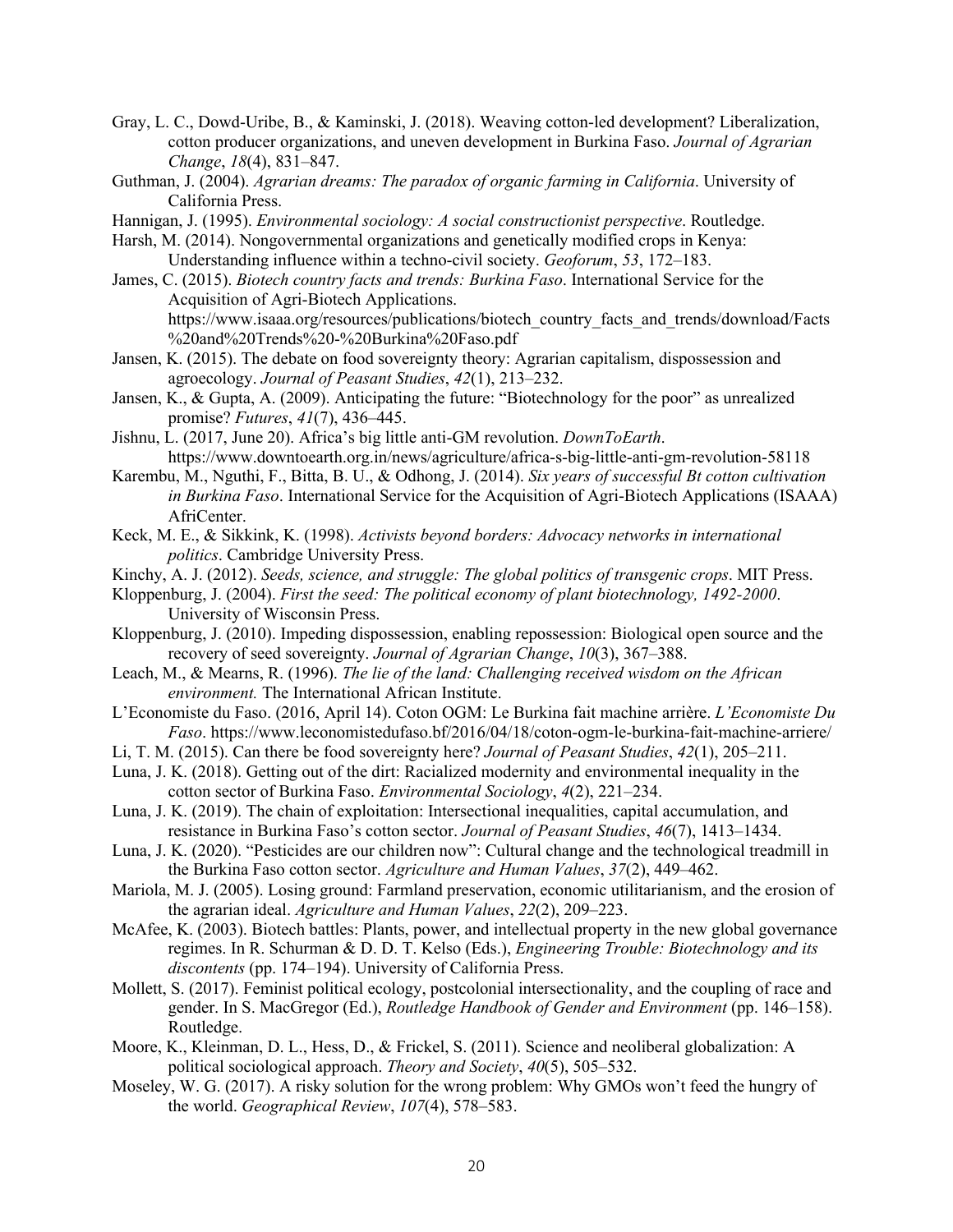Gray, L. C., Dowd-Uribe, B., & Kaminski, J. (2018). Weaving cotton-led development? Liberalization, cotton producer organizations, and uneven development in Burkina Faso. *Journal of Agrarian Change*, *18*(4), 831–847.

Guthman, J. (2004). *Agrarian dreams: The paradox of organic farming in California*. University of California Press.

Hannigan, J. (1995). *Environmental sociology: A social constructionist perspective*. Routledge.

Harsh, M. (2014). Nongovernmental organizations and genetically modified crops in Kenya: Understanding influence within a techno-civil society. *Geoforum*, *53*, 172–183.

James, C. (2015). *Biotech country facts and trends: Burkina Faso*. International Service for the Acquisition of Agri-Biotech Applications. https://www.isaaa.org/resources/publications/biotech_country_facts_and_trends/download/Facts%20and%20Trends%20-%20Burkina%20Faso.pdf

Jansen, K. (2015). The debate on food sovereignty theory: Agrarian capitalism, dispossession and agroecology. *Journal of Peasant Studies*, *42*(1), 213–232.

Jansen, K., & Gupta, A. (2009). Anticipating the future: "Biotechnology for the poor" as unrealized promise? *Futures*, *41*(7), 436–445.

Jishnu, L. (2017, June 20). Africa's big little anti-GM revolution. *DownToEarth*. https://www.downtoearth.org.in/news/agriculture/africa-s-big-little-anti-gm-revolution-58118

Karembu, M., Nguthi, F., Bitta, B. U., & Odhong, J. (2014). *Six years of successful Bt cotton cultivation in Burkina Faso*. International Service for the Acquisition of Agri-Biotech Applications (ISAAA) AfriCenter.

Keck, M. E., & Sikkink, K. (1998). *Activists beyond borders: Advocacy networks in international politics*. Cambridge University Press.

Kinchy, A. J. (2012). *Seeds, science, and struggle: The global politics of transgenic crops*. MIT Press.

Kloppenburg, J. (2004). *First the seed: The political economy of plant biotechnology, 1492-2000*. University of Wisconsin Press.

Kloppenburg, J. (2010). Impeding dispossession, enabling repossession: Biological open source and the recovery of seed sovereignty. *Journal of Agrarian Change*, *10*(3), 367–388.

Leach, M., & Mearns, R. (1996). *The lie of the land: Challenging received wisdom on the African environment.* The International African Institute.

L'Economiste du Faso. (2016, April 14). Coton OGM: Le Burkina fait machine arrière. *L'Economiste Du Faso*. https://www.leconomistedufaso.bf/2016/04/18/coton-ogm-le-burkina-fait-machine-arriere/

Li, T. M. (2015). Can there be food sovereignty here? *Journal of Peasant Studies*, *42*(1), 205–211.

Luna, J. K. (2018). Getting out of the dirt: Racialized modernity and environmental inequality in the cotton sector of Burkina Faso. *Environmental Sociology*, *4*(2), 221–234.

Luna, J. K. (2019). The chain of exploitation: Intersectional inequalities, capital accumulation, and resistance in Burkina Faso's cotton sector. *Journal of Peasant Studies*, *46*(7), 1413–1434.

Luna, J. K. (2020). "Pesticides are our children now": Cultural change and the technological treadmill in the Burkina Faso cotton sector. *Agriculture and Human Values*, *37*(2), 449–462.

Mariola, M. J. (2005). Losing ground: Farmland preservation, economic utilitarianism, and the erosion of the agrarian ideal. *Agriculture and Human Values*, *22*(2), 209–223.

McAfee, K. (2003). Biotech battles: Plants, power, and intellectual property in the new global governance regimes. In R. Schurman & D. D. T. Kelso (Eds.), *Engineering Trouble: Biotechnology and its discontents* (pp. 174–194). University of California Press.

Mollett, S. (2017). Feminist political ecology, postcolonial intersectionality, and the coupling of race and gender. In S. MacGregor (Ed.), *Routledge Handbook of Gender and Environment* (pp. 146–158). Routledge.

Moore, K., Kleinman, D. L., Hess, D., & Frickel, S. (2011). Science and neoliberal globalization: A political sociological approach. *Theory and Society*, *40*(5), 505–532.

Moseley, W. G. (2017). A risky solution for the wrong problem: Why GMOs won't feed the hungry of the world. *Geographical Review*, *107*(4), 578–583.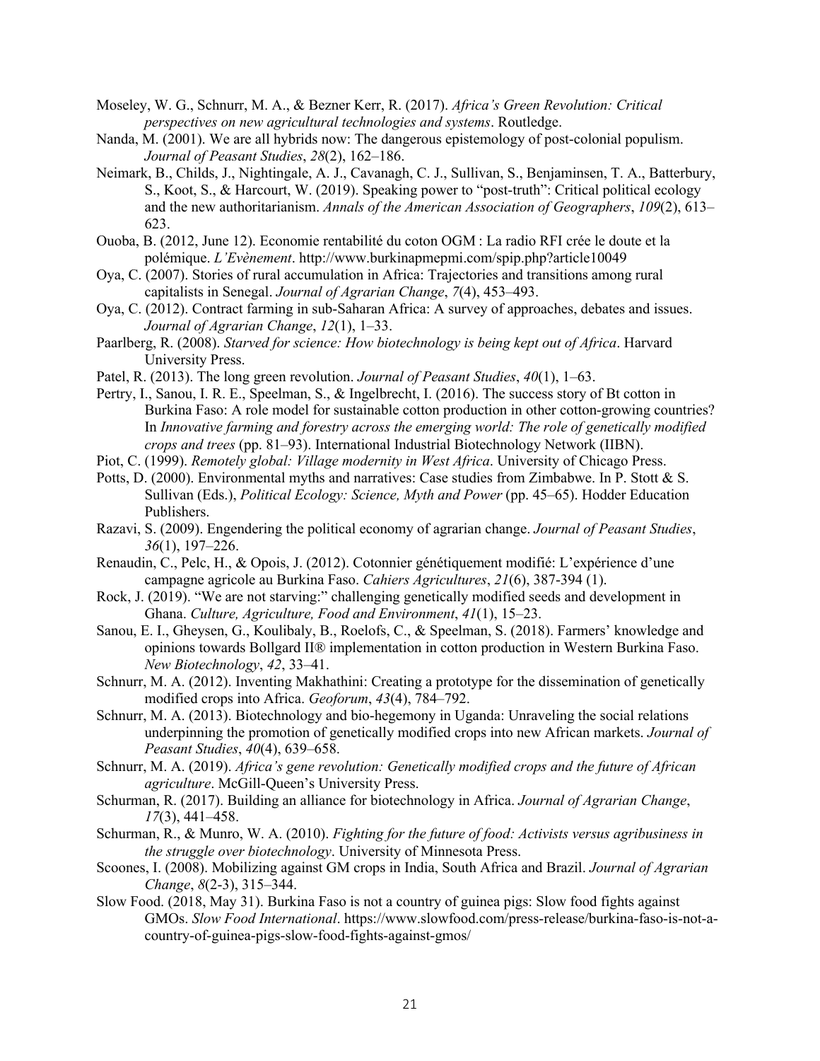Moseley, W. G., Schnurr, M. A., & Bezner Kerr, R. (2017). *Africa's Green Revolution: Critical perspectives on new agricultural technologies and systems*. Routledge.

Nanda, M. (2001). We are all hybrids now: The dangerous epistemology of post-colonial populism. *Journal of Peasant Studies*, *28*(2), 162–186.

Neimark, B., Childs, J., Nightingale, A. J., Cavanagh, C. J., Sullivan, S., Benjaminsen, T. A., Batterbury, S., Koot, S., & Harcourt, W. (2019). Speaking power to "post-truth": Critical political ecology and the new authoritarianism. *Annals of the American Association of Geographers*, *109*(2), 613–623.

Ouoba, B. (2012, June 12). Economie rentabilité du coton OGM : La radio RFI crée le doute et la polémique. *L'Evènement*. http://www.burkinapmepmi.com/spip.php?article10049

Oya, C. (2007). Stories of rural accumulation in Africa: Trajectories and transitions among rural capitalists in Senegal. *Journal of Agrarian Change*, *7*(4), 453–493.

Oya, C. (2012). Contract farming in sub-Saharan Africa: A survey of approaches, debates and issues. *Journal of Agrarian Change*, *12*(1), 1–33.

Paarlberg, R. (2008). *Starved for science: How biotechnology is being kept out of Africa*. Harvard University Press.

Patel, R. (2013). The long green revolution. *Journal of Peasant Studies*, *40*(1), 1–63.

Pertry, I., Sanou, I. R. E., Speelman, S., & Ingelbrecht, I. (2016). The success story of Bt cotton in Burkina Faso: A role model for sustainable cotton production in other cotton-growing countries? In *Innovative farming and forestry across the emerging world: The role of genetically modified crops and trees* (pp. 81–93). International Industrial Biotechnology Network (IIBN).

Piot, C. (1999). *Remotely global: Village modernity in West Africa*. University of Chicago Press.

Potts, D. (2000). Environmental myths and narratives: Case studies from Zimbabwe. In P. Stott & S. Sullivan (Eds.), *Political Ecology: Science, Myth and Power* (pp. 45–65). Hodder Education Publishers.

Razavi, S. (2009). Engendering the political economy of agrarian change. *Journal of Peasant Studies*, *36*(1), 197–226.

Renaudin, C., Pelc, H., & Opois, J. (2012). Cotonnier génétiquement modifié: L'expérience d'une campagne agricole au Burkina Faso. *Cahiers Agricultures*, *21*(6), 387-394 (1).

Rock, J. (2019). "We are not starving:" challenging genetically modified seeds and development in Ghana. *Culture, Agriculture, Food and Environment*, *41*(1), 15–23.

Sanou, E. I., Gheysen, G., Koulibaly, B., Roelofs, C., & Speelman, S. (2018). Farmers' knowledge and opinions towards Bollgard II® implementation in cotton production in Western Burkina Faso. *New Biotechnology*, *42*, 33–41.

Schnurr, M. A. (2012). Inventing Makhathini: Creating a prototype for the dissemination of genetically modified crops into Africa. *Geoforum*, *43*(4), 784–792.

Schnurr, M. A. (2013). Biotechnology and bio-hegemony in Uganda: Unraveling the social relations underpinning the promotion of genetically modified crops into new African markets. *Journal of Peasant Studies*, *40*(4), 639–658.

Schnurr, M. A. (2019). *Africa's gene revolution: Genetically modified crops and the future of African agriculture*. McGill-Queen's University Press.

Schurman, R. (2017). Building an alliance for biotechnology in Africa. *Journal of Agrarian Change*, *17*(3), 441–458.

Schurman, R., & Munro, W. A. (2010). *Fighting for the future of food: Activists versus agribusiness in the struggle over biotechnology*. University of Minnesota Press.

Scoones, I. (2008). Mobilizing against GM crops in India, South Africa and Brazil. *Journal of Agrarian Change*, *8*(2-3), 315–344.

Slow Food. (2018, May 31). Burkina Faso is not a country of guinea pigs: Slow food fights against GMOs. *Slow Food International*. https://www.slowfood.com/press-release/burkina-faso-is-not-a-country-of-guinea-pigs-slow-food-fights-against-gmos/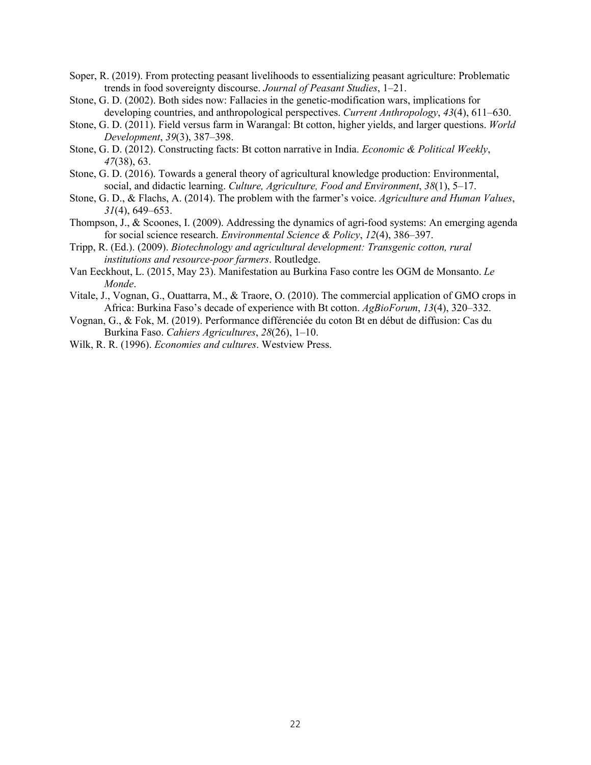Soper, R. (2019). From protecting peasant livelihoods to essentializing peasant agriculture: Problematic trends in food sovereignty discourse. *Journal of Peasant Studies*, 1–21.

Stone, G. D. (2002). Both sides now: Fallacies in the genetic-modification wars, implications for developing countries, and anthropological perspectives. *Current Anthropology*, *43*(4), 611–630.

Stone, G. D. (2011). Field versus farm in Warangal: Bt cotton, higher yields, and larger questions. *World Development*, *39*(3), 387–398.

Stone, G. D. (2012). Constructing facts: Bt cotton narrative in India. *Economic & Political Weekly*, *47*(38), 63.

Stone, G. D. (2016). Towards a general theory of agricultural knowledge production: Environmental, social, and didactic learning. *Culture, Agriculture, Food and Environment*, *38*(1), 5–17.

Stone, G. D., & Flachs, A. (2014). The problem with the farmer's voice. *Agriculture and Human Values*, *31*(4), 649–653.

Thompson, J., & Scoones, I. (2009). Addressing the dynamics of agri-food systems: An emerging agenda for social science research. *Environmental Science & Policy*, *12*(4), 386–397.

Tripp, R. (Ed.). (2009). *Biotechnology and agricultural development: Transgenic cotton, rural institutions and resource-poor farmers*. Routledge.

Van Eeckhout, L. (2015, May 23). Manifestation au Burkina Faso contre les OGM de Monsanto. *Le Monde*.

Vitale, J., Vognan, G., Ouattarra, M., & Traore, O. (2010). The commercial application of GMO crops in Africa: Burkina Faso's decade of experience with Bt cotton. *AgBioForum*, *13*(4), 320–332.

Vognan, G., & Fok, M. (2019). Performance différenciée du coton Bt en début de diffusion: Cas du Burkina Faso. *Cahiers Agricultures*, *28*(26), 1–10.

Wilk, R. R. (1996). *Economies and cultures*. Westview Press.